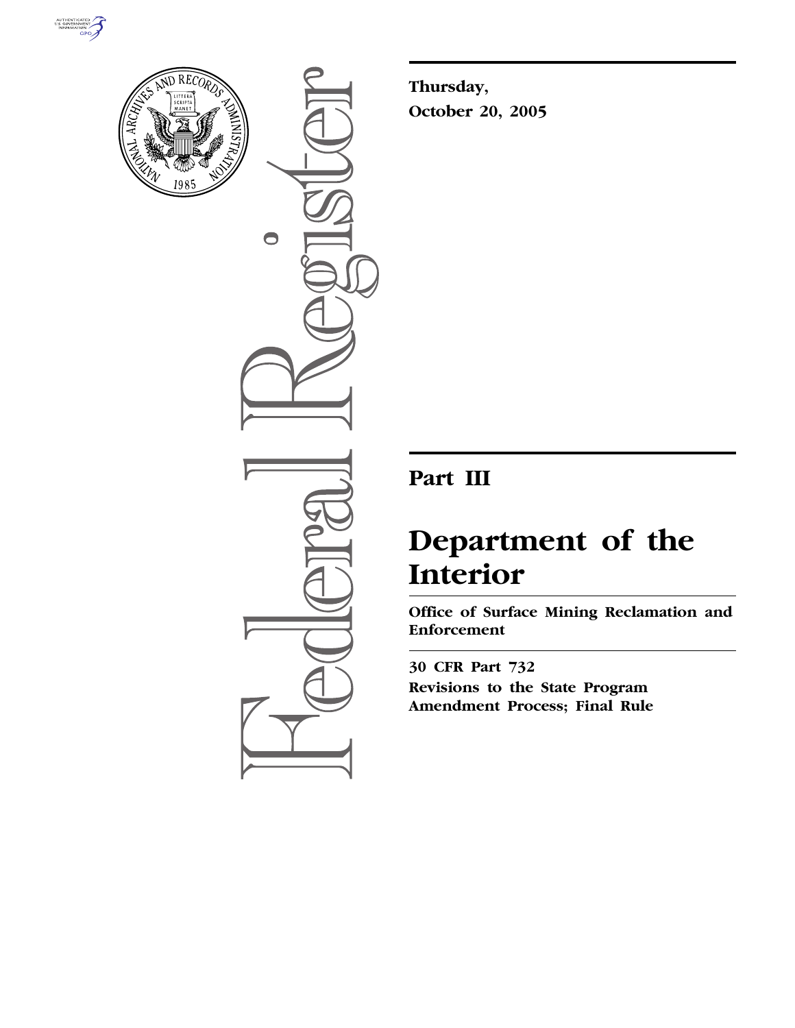**Thursday,**

**October 20, 2005**

## Part III

# Department of the Interior

**Office of Surface Mining Reclamation and Enforcement**

**30 CFR Part 732**

**Revisions to the State Program Amendment Process; Final Rule**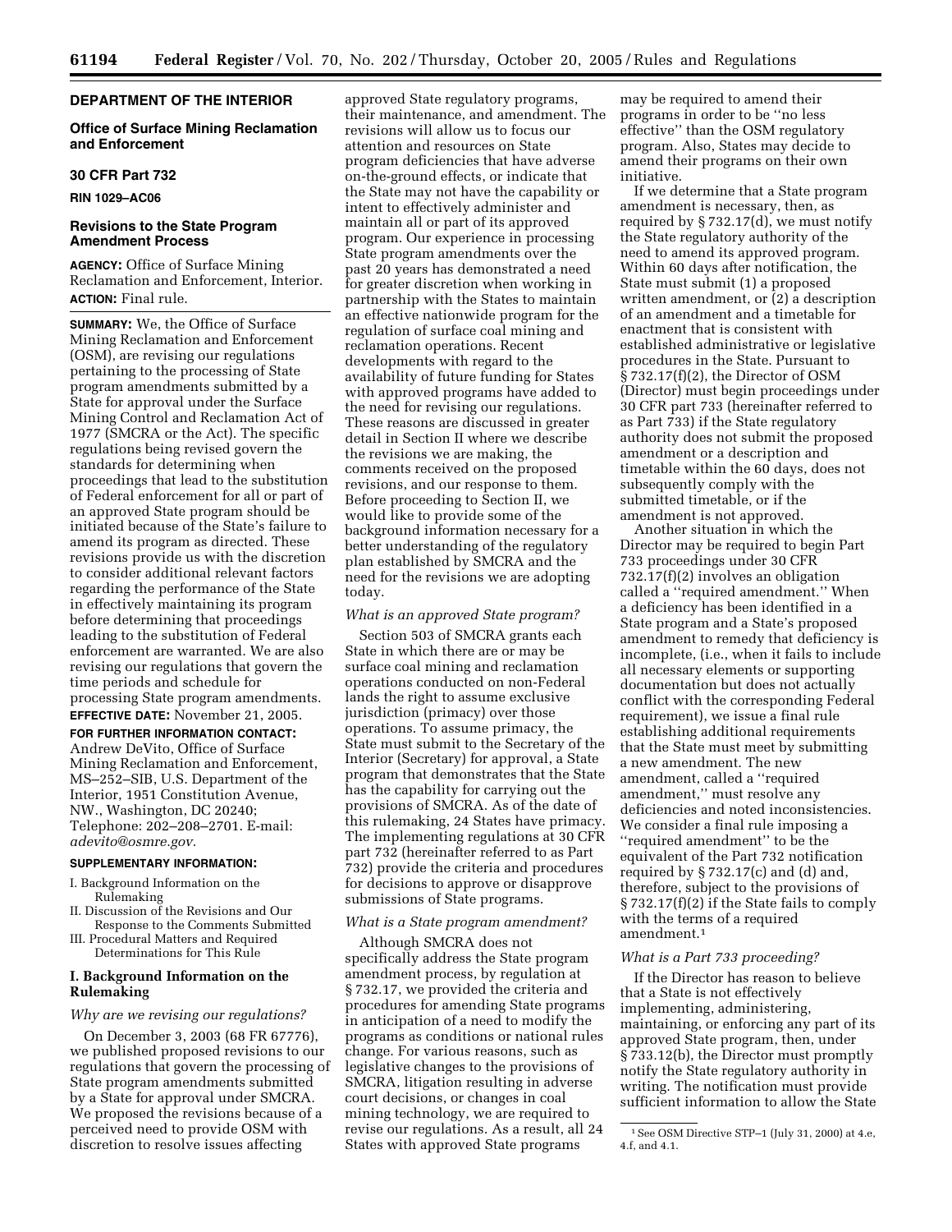## DEPARTMENT OF THE INTERIOR

### Office of Surface Mining Reclamation and Enforcement

### 30 CFR Part 732

**RIN 1029–AC06**

### Revisions to the State Program Amendment Process

**AGENCY:** Office of Surface Mining Reclamation and Enforcement, Interior.

**ACTION:** Final rule.

---

**SUMMARY:** We, the Office of Surface Mining Reclamation and Enforcement (OSM), are revising our regulations pertaining to the processing of State program amendments submitted by a State for approval under the Surface Mining Control and Reclamation Act of 1977 (SMCRA or the Act). The specific regulations being revised govern the standards for determining when proceedings that lead to the substitution of Federal enforcement for all or part of an approved State program should be initiated because of the State's failure to amend its program as directed. These revisions provide us with the discretion to consider additional relevant factors regarding the performance of the State in effectively maintaining its program before determining that proceedings leading to the substitution of Federal enforcement are warranted. We are also revising our regulations that govern the time periods and schedule for processing State program amendments.

**EFFECTIVE DATE:** November 21, 2005.

**FOR FURTHER INFORMATION CONTACT:** Andrew DeVito, Office of Surface Mining Reclamation and Enforcement, MS–252–SIB, U.S. Department of the Interior, 1951 Constitution Avenue, NW., Washington, DC 20240; Telephone: 202–208–2701. E-mail: *adevito@osmre.gov*.

**SUPPLEMENTARY INFORMATION:**

- I. Background Information on the Rulemaking
- II. Discussion of the Revisions and Our Response to the Comments Submitted
- III. Procedural Matters and Required Determinations for This Rule

## I. Background Information on the Rulemaking

*Why are we revising our regulations?*

On December 3, 2003 (68 FR 67776), we published proposed revisions to our regulations that govern the processing of State program amendments submitted by a State for approval under SMCRA. We proposed the revisions because of a perceived need to provide OSM with discretion to resolve issues affecting approved State regulatory programs, their maintenance, and amendment. The revisions will allow us to focus our attention and resources on State program deficiencies that have adverse on-the-ground effects, or indicate that the State may not have the capability or intent to effectively administer and maintain all or part of its approved program. Our experience in processing State program amendments over the past 20 years has demonstrated a need for greater discretion when working in partnership with the States to maintain an effective nationwide program for the regulation of surface coal mining and reclamation operations. Recent developments with regard to the availability of future funding for States with approved programs have added to the need for revising our regulations. These reasons are discussed in greater detail in Section II where we describe the revisions we are making, the comments received on the proposed revisions, and our response to them. Before proceeding to Section II, we would like to provide some of the background information necessary for a better understanding of the regulatory plan established by SMCRA and the need for the revisions we are adopting today.

*What is an approved State program?*

Section 503 of SMCRA grants each State in which there are or may be surface coal mining and reclamation operations conducted on non-Federal lands the right to assume exclusive jurisdiction (primacy) over those operations. To assume primacy, the State must submit to the Secretary of the Interior (Secretary) for approval, a State program that demonstrates that the State has the capability for carrying out the provisions of SMCRA. As of the date of this rulemaking, 24 States have primacy. The implementing regulations at 30 CFR part 732 (hereinafter referred to as Part 732) provide the criteria and procedures for decisions to approve or disapprove submissions of State programs.

*What is a State program amendment?*

Although SMCRA does not specifically address the State program amendment process, by regulation at § 732.17, we provided the criteria and procedures for amending State programs in anticipation of a need to modify the programs as conditions or national rules change. For various reasons, such as legislative changes to the provisions of SMCRA, litigation resulting in adverse court decisions, or changes in coal mining technology, we are required to revise our regulations. As a result, all 24 States with approved State programs may be required to amend their programs in order to be "no less effective" than the OSM regulatory program. Also, States may decide to amend their programs on their own initiative.

If we determine that a State program amendment is necessary, then, as required by § 732.17(d), we must notify the State regulatory authority of the need to amend its approved program. Within 60 days after notification, the State must submit (1) a proposed written amendment, or (2) a description of an amendment and a timetable for enactment that is consistent with established administrative or legislative procedures in the State. Pursuant to § 732.17(f)(2), the Director of OSM (Director) must begin proceedings under 30 CFR part 733 (hereinafter referred to as Part 733) if the State regulatory authority does not submit the proposed amendment or a description and timetable within the 60 days, does not subsequently comply with the submitted timetable, or if the amendment is not approved.

Another situation in which the Director may be required to begin Part 733 proceedings under 30 CFR 732.17(f)(2) involves an obligation called a "required amendment." When a deficiency has been identified in a State program and a State's proposed amendment to remedy that deficiency is incomplete, (i.e., when it fails to include all necessary elements or supporting documentation but does not actually conflict with the corresponding Federal requirement), we issue a final rule establishing additional requirements that the State must meet by submitting a new amendment. The new amendment, called a "required amendment," must resolve any deficiencies and noted inconsistencies. We consider a final rule imposing a "required amendment" to be the equivalent of the Part 732 notification required by § 732.17(c) and (d) and, therefore, subject to the provisions of § 732.17(f)(2) if the State fails to comply with the terms of a required amendment.[1]

*What is a Part 733 proceeding?*

If the Director has reason to believe that a State is not effectively implementing, administering, maintaining, or enforcing any part of its approved State program, then, under § 733.12(b), the Director must promptly notify the State regulatory authority in writing. The notification must provide sufficient information to allow the State

---

[1] See OSM Directive STP–1 (July 31, 2000) at 4.e, 4.f, and 4.1.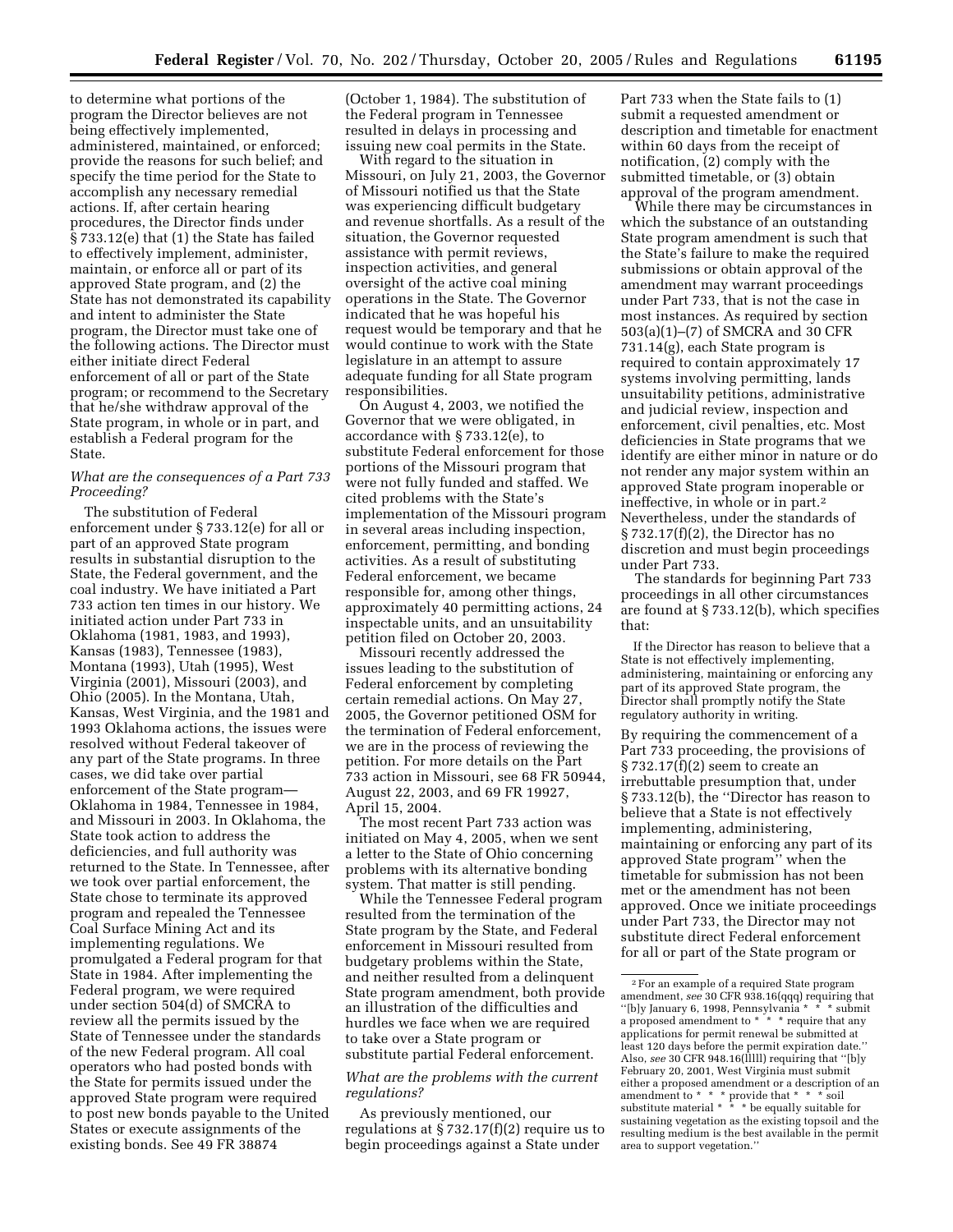to determine what portions of the program the Director believes are not being effectively implemented, administered, maintained, or enforced; provide the reasons for such belief; and specify the time period for the State to accomplish any necessary remedial actions. If, after certain hearing procedures, the Director finds under § 733.12(e) that (1) the State has failed to effectively implement, administer, maintain, or enforce all or part of its approved State program, and (2) the State has not demonstrated its capability and intent to administer the State program, the Director must take one of the following actions. The Director must either initiate direct Federal enforcement of all or part of the State program; or recommend to the Secretary that he/she withdraw approval of the State program, in whole or in part, and establish a Federal program for the State.

*What are the consequences of a Part 733 Proceeding?*

The substitution of Federal enforcement under § 733.12(e) for all or part of an approved State program results in substantial disruption to the State, the Federal government, and the coal industry. We have initiated a Part 733 action ten times in our history. We initiated action under Part 733 in Oklahoma (1981, 1983, and 1993), Kansas (1983), Tennessee (1983), Montana (1993), Utah (1995), West Virginia (2001), Missouri (2003), and Ohio (2005). In the Montana, Utah, Kansas, West Virginia, and the 1981 and 1993 Oklahoma actions, the issues were resolved without Federal takeover of any part of the State programs. In three cases, we did take over partial enforcement of the State program—Oklahoma in 1984, Tennessee in 1984, and Missouri in 2003. In Oklahoma, the State took action to address the deficiencies, and full authority was returned to the State. In Tennessee, after we took over partial enforcement, the State chose to terminate its approved program and repealed the Tennessee Coal Surface Mining Act and its implementing regulations. We promulgated a Federal program for that State in 1984. After implementing the Federal program, we were required under section 504(d) of SMCRA to review all the permits issued by the State of Tennessee under the standards of the new Federal program. All coal operators who had posted bonds with the State for permits issued under the approved State program were required to post new bonds payable to the United States or execute assignments of the existing bonds. See 49 FR 38874 (October 1, 1984). The substitution of the Federal program in Tennessee resulted in delays in processing and issuing new coal permits in the State.

With regard to the situation in Missouri, on July 21, 2003, the Governor of Missouri notified us that the State was experiencing difficult budgetary and revenue shortfalls. As a result of the situation, the Governor requested assistance with permit reviews, inspection activities, and general oversight of the active coal mining operations in the State. The Governor indicated that he was hopeful his request would be temporary and that he would continue to work with the State legislature in an attempt to assure adequate funding for all State program responsibilities.

On August 4, 2003, we notified the Governor that we were obligated, in accordance with § 733.12(e), to substitute Federal enforcement for those portions of the Missouri program that were not fully funded and staffed. We cited problems with the State's implementation of the Missouri program in several areas including inspection, enforcement, permitting, and bonding activities. As a result of substituting Federal enforcement, we became responsible for, among other things, approximately 40 permitting actions, 24 inspectable units, and an unsuitability petition filed on October 20, 2003.

Missouri recently addressed the issues leading to the substitution of Federal enforcement by completing certain remedial actions. On May 27, 2005, the Governor petitioned OSM for the termination of Federal enforcement, we are in the process of reviewing the petition. For more details on the Part 733 action in Missouri, see 68 FR 50944, August 22, 2003, and 69 FR 19927, April 15, 2004.

The most recent Part 733 action was initiated on May 4, 2005, when we sent a letter to the State of Ohio concerning problems with its alternative bonding system. That matter is still pending.

While the Tennessee Federal program resulted from the termination of the State program by the State, and Federal enforcement in Missouri resulted from budgetary problems within the State, and neither resulted from a delinquent State program amendment, both provide an illustration of the difficulties and hurdles we face when we are required to take over a State program or substitute partial Federal enforcement.

*What are the problems with the current regulations?*

As previously mentioned, our regulations at § 732.17(f)(2) require us to begin proceedings against a State under Part 733 when the State fails to (1) submit a requested amendment or description and timetable for enactment within 60 days from the receipt of notification, (2) comply with the submitted timetable, or (3) obtain approval of the program amendment.

While there may be circumstances in which the substance of an outstanding State program amendment is such that the State's failure to make the required submissions or obtain approval of the amendment may warrant proceedings under Part 733, that is not the case in most instances. As required by section 503(a)(1)–(7) of SMCRA and 30 CFR 731.14(g), each State program is required to contain approximately 17 systems involving permitting, lands unsuitability petitions, administrative and judicial review, inspection and enforcement, civil penalties, etc. Most deficiencies in State programs that we identify are either minor in nature or do not render any major system within an approved State program inoperable or ineffective, in whole or in part.[2] Nevertheless, under the standards of § 732.17(f)(2), the Director has no discretion and must begin proceedings under Part 733.

The standards for beginning Part 733 proceedings in all other circumstances are found at § 733.12(b), which specifies that:

> If the Director has reason to believe that a State is not effectively implementing, administering, maintaining or enforcing any part of its approved State program, the Director shall promptly notify the State regulatory authority in writing.

By requiring the commencement of a Part 733 proceeding, the provisions of § 732.17(f)(2) seem to create an irrebuttable presumption that, under § 733.12(b), the "Director has reason to believe that a State is not effectively implementing, administering, maintaining or enforcing any part of its approved State program" when the timetable for submission has not been met or the amendment has not been approved. Once we initiate proceedings under Part 733, the Director may not substitute direct Federal enforcement for all or part of the State program or

[2] For an example of a required State program amendment, *see* 30 CFR 938.16(qqq) requiring that "[b]y January 6, 1998, Pennsylvania * * * submit a proposed amendment to * * * require that any applications for permit renewal be submitted at least 120 days before the permit expiration date." Also, *see* 30 CFR 948.16(lllll) requiring that "[b]y February 20, 2001, West Virginia must submit either a proposed amendment or a description of an amendment to * * * provide that * * * soil substitute material * * * be equally suitable for sustaining vegetation as the existing topsoil and the resulting medium is the best available in the permit area to support vegetation."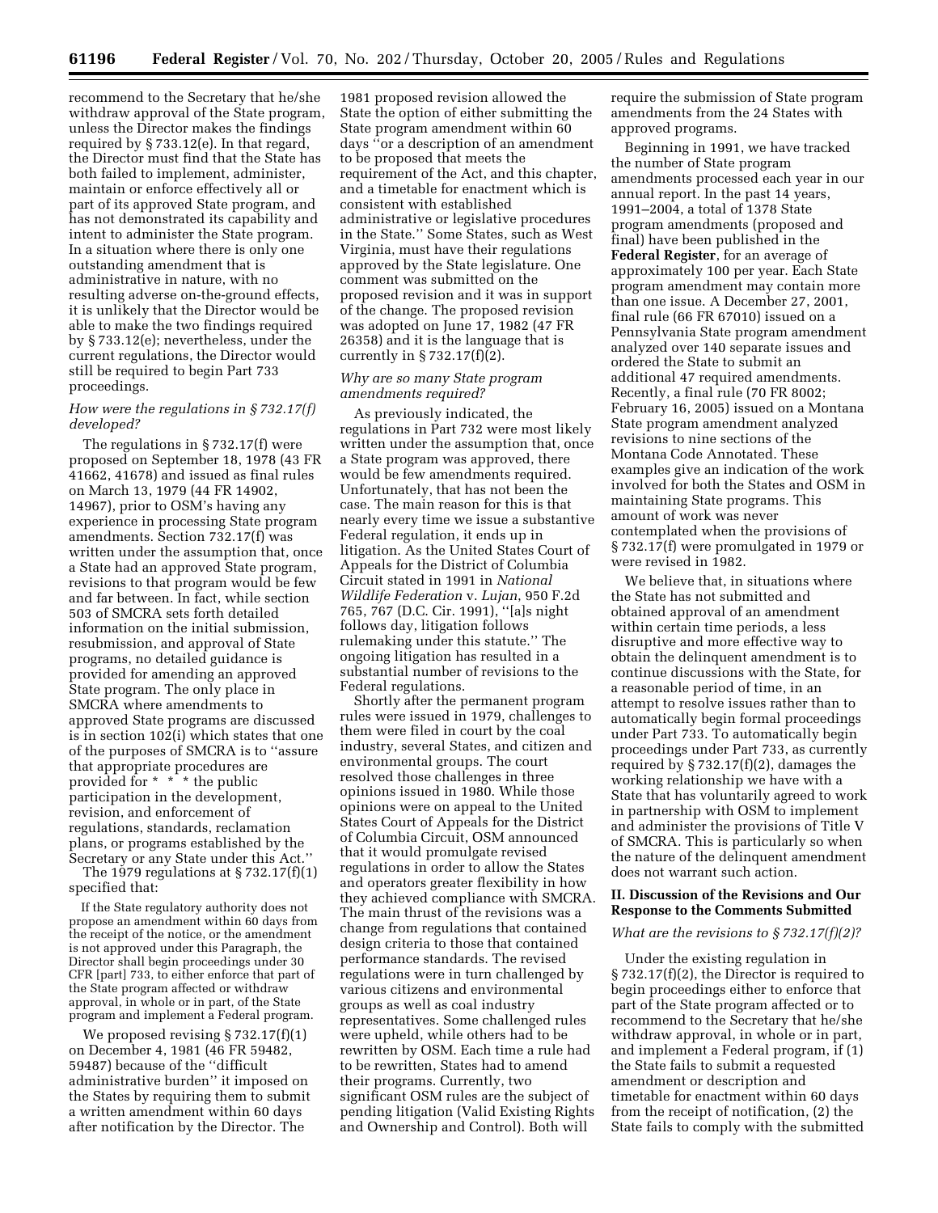recommend to the Secretary that he/she withdraw approval of the State program, unless the Director makes the findings required by § 733.12(e). In that regard, the Director must find that the State has both failed to implement, administer, maintain or enforce effectively all or part of its approved State program, and has not demonstrated its capability and intent to administer the State program. In a situation where there is only one outstanding amendment that is administrative in nature, with no resulting adverse on-the-ground effects, it is unlikely that the Director would be able to make the two findings required by § 733.12(e); nevertheless, under the current regulations, the Director would still be required to begin Part 733 proceedings.

*How were the regulations in § 732.17(f) developed?*

The regulations in § 732.17(f) were proposed on September 18, 1978 (43 FR 41662, 41678) and issued as final rules on March 13, 1979 (44 FR 14902, 14967), prior to OSM's having any experience in processing State program amendments. Section 732.17(f) was written under the assumption that, once a State had an approved State program, revisions to that program would be few and far between. In fact, while section 503 of SMCRA sets forth detailed information on the initial submission, resubmission, and approval of State programs, no detailed guidance is provided for amending an approved State program. The only place in SMCRA where amendments to approved State programs are discussed is in section 102(i) which states that one of the purposes of SMCRA is to ''assure that appropriate procedures are provided for * * * the public participation in the development, revision, and enforcement of regulations, standards, reclamation plans, or programs established by the Secretary or any State under this Act.''

The 1979 regulations at § 732.17(f)(1) specified that:

> If the State regulatory authority does not propose an amendment within 60 days from the receipt of the notice, or the amendment is not approved under this Paragraph, the Director shall begin proceedings under 30 CFR [part] 733, to either enforce that part of the State program affected or withdraw approval, in whole or in part, of the State program and implement a Federal program.

We proposed revising § 732.17(f)(1) on December 4, 1981 (46 FR 59482, 59487) because of the ''difficult administrative burden'' it imposed on the States by requiring them to submit a written amendment within 60 days after notification by the Director. The 1981 proposed revision allowed the State the option of either submitting the State program amendment within 60 days ''or a description of an amendment to be proposed that meets the requirement of the Act, and this chapter, and a timetable for enactment which is consistent with established administrative or legislative procedures in the State.'' Some States, such as West Virginia, must have their regulations approved by the State legislature. One comment was submitted on the proposed revision and it was in support of the change. The proposed revision was adopted on June 17, 1982 (47 FR 26358) and it is the language that is currently in § 732.17(f)(2).

*Why are so many State program amendments required?*

As previously indicated, the regulations in Part 732 were most likely written under the assumption that, once a State program was approved, there would be few amendments required. Unfortunately, that has not been the case. The main reason for this is that nearly every time we issue a substantive Federal regulation, it ends up in litigation. As the United States Court of Appeals for the District of Columbia Circuit stated in 1991 in *National Wildlife Federation* v. *Lujan*, 950 F.2d 765, 767 (D.C. Cir. 1991), ''[a]s night follows day, litigation follows rulemaking under this statute.'' The ongoing litigation has resulted in a substantial number of revisions to the Federal regulations.

Shortly after the permanent program rules were issued in 1979, challenges to them were filed in court by the coal industry, several States, and citizen and environmental groups. The court resolved those challenges in three opinions issued in 1980. While those opinions were on appeal to the United States Court of Appeals for the District of Columbia Circuit, OSM announced that it would promulgate revised regulations in order to allow the States and operators greater flexibility in how they achieved compliance with SMCRA. The main thrust of the revisions was a change from regulations that contained design criteria to those that contained performance standards. The revised regulations were in turn challenged by various citizens and environmental groups as well as coal industry representatives. Some challenged rules were upheld, while others had to be rewritten by OSM. Each time a rule had to be rewritten, States had to amend their programs. Currently, two significant OSM rules are the subject of pending litigation (Valid Existing Rights and Ownership and Control). Both will require the submission of State program amendments from the 24 States with approved programs.

Beginning in 1991, we have tracked the number of State program amendments processed each year in our annual report. In the past 14 years, 1991–2004, a total of 1378 State program amendments (proposed and final) have been published in the **Federal Register**, for an average of approximately 100 per year. Each State program amendment may contain more than one issue. A December 27, 2001, final rule (66 FR 67010) issued on a Pennsylvania State program amendment analyzed over 140 separate issues and ordered the State to submit an additional 47 required amendments. Recently, a final rule (70 FR 8002; February 16, 2005) issued on a Montana State program amendment analyzed revisions to nine sections of the Montana Code Annotated. These examples give an indication of the work involved for both the States and OSM in maintaining State programs. This amount of work was never contemplated when the provisions of § 732.17(f) were promulgated in 1979 or were revised in 1982.

We believe that, in situations where the State has not submitted and obtained approval of an amendment within certain time periods, a less disruptive and more effective way to obtain the delinquent amendment is to continue discussions with the State, for a reasonable period of time, in an attempt to resolve issues rather than to automatically begin formal proceedings under Part 733. To automatically begin proceedings under Part 733, as currently required by § 732.17(f)(2), damages the working relationship we have with a State that has voluntarily agreed to work in partnership with OSM to implement and administer the provisions of Title V of SMCRA. This is particularly so when the nature of the delinquent amendment does not warrant such action.

## II. Discussion of the Revisions and Our Response to the Comments Submitted

*What are the revisions to § 732.17(f)(2)?*

Under the existing regulation in § 732.17(f)(2), the Director is required to begin proceedings either to enforce that part of the State program affected or to recommend to the Secretary that he/she withdraw approval, in whole or in part, and implement a Federal program, if (1) the State fails to submit a requested amendment or description and timetable for enactment within 60 days from the receipt of notification, (2) the State fails to comply with the submitted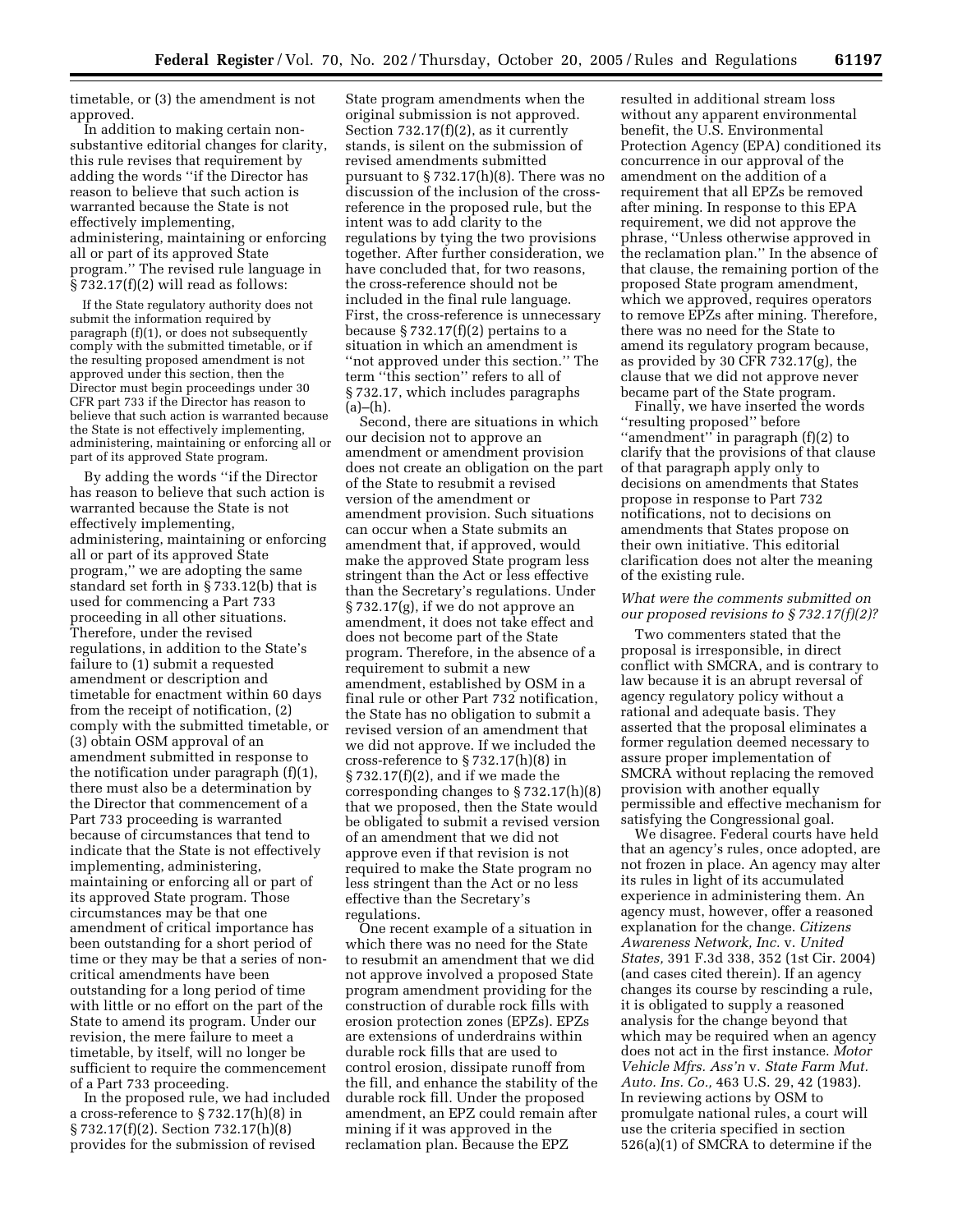timetable, or (3) the amendment is not approved.

In addition to making certain non-substantive editorial changes for clarity, this rule revises that requirement by adding the words ''if the Director has reason to believe that such action is warranted because the State is not effectively implementing, administering, maintaining or enforcing all or part of its approved State program.'' The revised rule language in § 732.17(f)(2) will read as follows:

> If the State regulatory authority does not submit the information required by paragraph (f)(1), or does not subsequently comply with the submitted timetable, or if the resulting proposed amendment is not approved under this section, then the Director must begin proceedings under 30 CFR part 733 if the Director has reason to believe that such action is warranted because the State is not effectively implementing, administering, maintaining or enforcing all or part of its approved State program.

By adding the words ''if the Director has reason to believe that such action is warranted because the State is not effectively implementing, administering, maintaining or enforcing all or part of its approved State program,'' we are adopting the same standard set forth in § 733.12(b) that is used for commencing a Part 733 proceeding in all other situations. Therefore, under the revised regulations, in addition to the State's failure to (1) submit a requested amendment or description and timetable for enactment within 60 days from the receipt of notification, (2) comply with the submitted timetable, or (3) obtain OSM approval of an amendment submitted in response to the notification under paragraph (f)(1), there must also be a determination by the Director that commencement of a Part 733 proceeding is warranted because of circumstances that tend to indicate that the State is not effectively implementing, administering, maintaining or enforcing all or part of its approved State program. Those circumstances may be that one amendment of critical importance has been outstanding for a short period of time or they may be that a series of non-critical amendments have been outstanding for a long period of time with little or no effort on the part of the State to amend its program. Under our revision, the mere failure to meet a timetable, by itself, will no longer be sufficient to require the commencement of a Part 733 proceeding.

In the proposed rule, we had included a cross-reference to § 732.17(h)(8) in § 732.17(f)(2). Section 732.17(h)(8) provides for the submission of revised State program amendments when the original submission is not approved. Section 732.17(f)(2), as it currently stands, is silent on the submission of revised amendments submitted pursuant to § 732.17(h)(8). There was no discussion of the inclusion of the cross-reference in the proposed rule, but the intent was to add clarity to the regulations by tying the two provisions together. After further consideration, we have concluded that, for two reasons, the cross-reference should not be included in the final rule language. First, the cross-reference is unnecessary because § 732.17(f)(2) pertains to a situation in which an amendment is ''not approved under this section.'' The term ''this section'' refers to all of § 732.17, which includes paragraphs (a)–(h).

Second, there are situations in which our decision not to approve an amendment or amendment provision does not create an obligation on the part of the State to resubmit a revised version of the amendment or amendment provision. Such situations can occur when a State submits an amendment that, if approved, would make the approved State program less stringent than the Act or less effective than the Secretary's regulations. Under § 732.17(g), if we do not approve an amendment, it does not take effect and does not become part of the State program. Therefore, in the absence of a requirement to submit a new amendment, established by OSM in a final rule or other Part 732 notification, the State has no obligation to submit a revised version of an amendment that we did not approve. If we included the cross-reference to § 732.17(h)(8) in § 732.17(f)(2), and if we made the corresponding changes to § 732.17(h)(8) that we proposed, then the State would be obligated to submit a revised version of an amendment that we did not approve even if that revision is not required to make the State program no less stringent than the Act or no less effective than the Secretary's regulations.

One recent example of a situation in which there was no need for the State to resubmit an amendment that we did not approve involved a proposed State program amendment providing for the construction of durable rock fills with erosion protection zones (EPZs). EPZs are extensions of underdrains within durable rock fills that are used to control erosion, dissipate runoff from the fill, and enhance the stability of the durable rock fill. Under the proposed amendment, an EPZ could remain after mining if it was approved in the reclamation plan. Because the EPZ resulted in additional stream loss without any apparent environmental benefit, the U.S. Environmental Protection Agency (EPA) conditioned its concurrence in our approval of the amendment on the addition of a requirement that all EPZs be removed after mining. In response to this EPA requirement, we did not approve the phrase, ''Unless otherwise approved in the reclamation plan.'' In the absence of that clause, the remaining portion of the proposed State program amendment, which we approved, requires operators to remove EPZs after mining. Therefore, there was no need for the State to amend its regulatory program because, as provided by 30 CFR 732.17(g), the clause that we did not approve never became part of the State program.

Finally, we have inserted the words ''resulting proposed'' before ''amendment'' in paragraph (f)(2) to clarify that the provisions of that clause of that paragraph apply only to decisions on amendments that States propose in response to Part 732 notifications, not to decisions on amendments that States propose on their own initiative. This editorial clarification does not alter the meaning of the existing rule.

### *What were the comments submitted on our proposed revisions to § 732.17(f)(2)?*

Two commenters stated that the proposal is irresponsible, in direct conflict with SMCRA, and is contrary to law because it is an abrupt reversal of agency regulatory policy without a rational and adequate basis. They asserted that the proposal eliminates a former regulation deemed necessary to assure proper implementation of SMCRA without replacing the removed provision with another equally permissible and effective mechanism for satisfying the Congressional goal.

We disagree. Federal courts have held that an agency's rules, once adopted, are not frozen in place. An agency may alter its rules in light of its accumulated experience in administering them. An agency must, however, offer a reasoned explanation for the change. *Citizens Awareness Network, Inc.* v. *United States,* 391 F.3d 338, 352 (1st Cir. 2004) (and cases cited therein). If an agency changes its course by rescinding a rule, it is obligated to supply a reasoned analysis for the change beyond that which may be required when an agency does not act in the first instance. *Motor Vehicle Mfrs. Ass'n* v. *State Farm Mut. Auto. Ins. Co.,* 463 U.S. 29, 42 (1983). In reviewing actions by OSM to promulgate national rules, a court will use the criteria specified in section 526(a)(1) of SMCRA to determine if the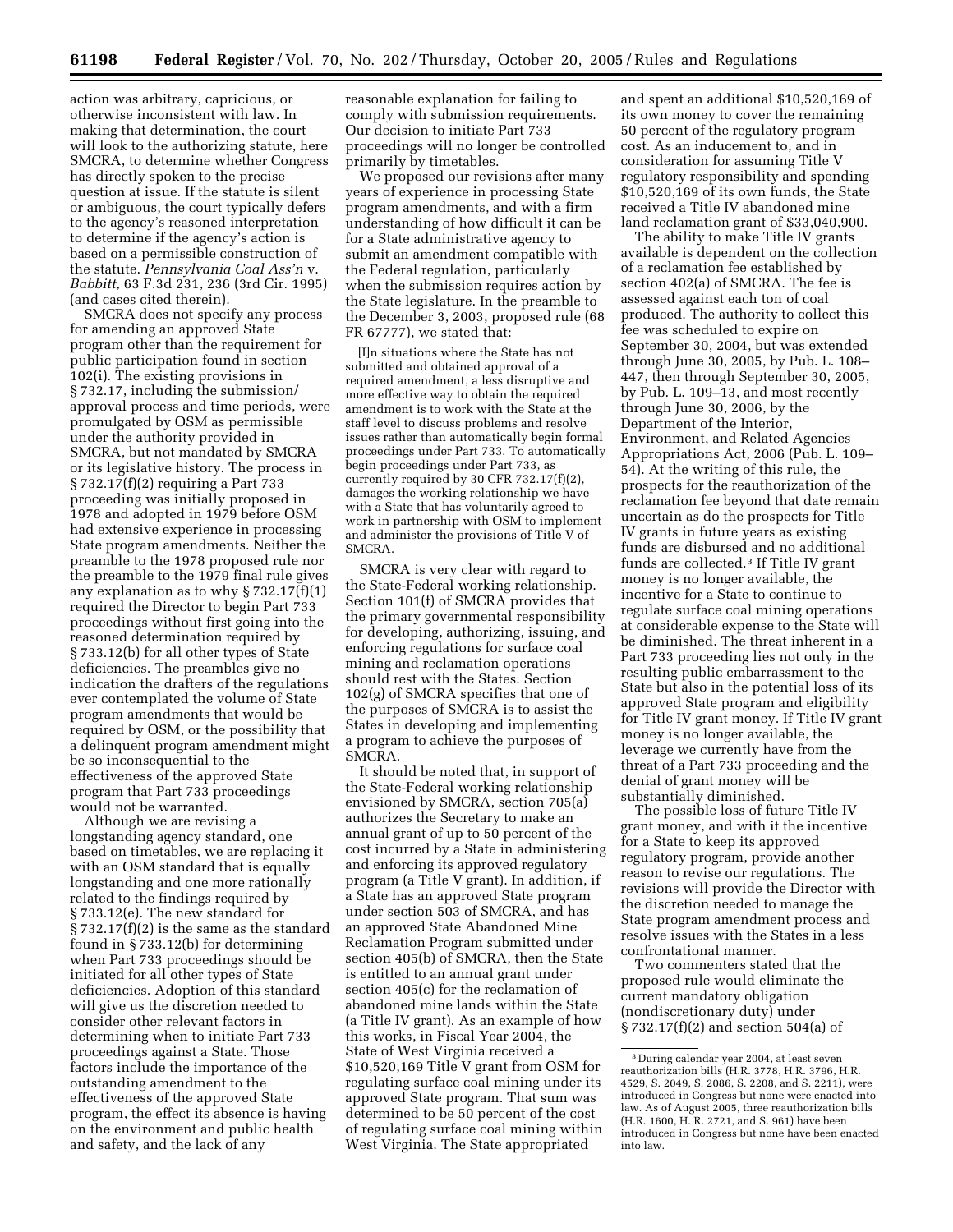action was arbitrary, capricious, or otherwise inconsistent with law. In making that determination, the court will look to the authorizing statute, here SMCRA, to determine whether Congress has directly spoken to the precise question at issue. If the statute is silent or ambiguous, the court typically defers to the agency's reasoned interpretation to determine if the agency's action is based on a permissible construction of the statute. *Pennsylvania Coal Ass'n* v. *Babbitt,* 63 F.3d 231, 236 (3rd Cir. 1995) (and cases cited therein).

SMCRA does not specify any process for amending an approved State program other than the requirement for public participation found in section 102(i). The existing provisions in § 732.17, including the submission/approval process and time periods, were promulgated by OSM as permissible under the authority provided in SMCRA, but not mandated by SMCRA or its legislative history. The process in § 732.17(f)(2) requiring a Part 733 proceeding was initially proposed in 1978 and adopted in 1979 before OSM had extensive experience in processing State program amendments. Neither the preamble to the 1978 proposed rule nor the preamble to the 1979 final rule gives any explanation as to why § 732.17(f)(1) required the Director to begin Part 733 proceedings without first going into the reasoned determination required by § 733.12(b) for all other types of State deficiencies. The preambles give no indication the drafters of the regulations ever contemplated the volume of State program amendments that would be required by OSM, or the possibility that a delinquent program amendment might be so inconsequential to the effectiveness of the approved State program that Part 733 proceedings would not be warranted.

Although we are revising a longstanding agency standard, one based on timetables, we are replacing it with an OSM standard that is equally longstanding and one more rationally related to the findings required by § 733.12(e). The new standard for § 732.17(f)(2) is the same as the standard found in § 733.12(b) for determining when Part 733 proceedings should be initiated for all other types of State deficiencies. Adoption of this standard will give us the discretion needed to consider other relevant factors in determining when to initiate Part 733 proceedings against a State. Those factors include the importance of the outstanding amendment to the effectiveness of the approved State program, the effect its absence is having on the environment and public health and safety, and the lack of any reasonable explanation for failing to comply with submission requirements. Our decision to initiate Part 733 proceedings will no longer be controlled primarily by timetables.

We proposed our revisions after many years of experience in processing State program amendments, and with a firm understanding of how difficult it can be for a State administrative agency to submit an amendment compatible with the Federal regulation, particularly when the submission requires action by the State legislature. In the preamble to the December 3, 2003, proposed rule (68 FR 67777), we stated that:

> [I]n situations where the State has not submitted and obtained approval of a required amendment, a less disruptive and more effective way to obtain the required amendment is to work with the State at the staff level to discuss problems and resolve issues rather than automatically begin formal proceedings under Part 733. To automatically begin proceedings under Part 733, as currently required by 30 CFR 732.17(f)(2), damages the working relationship we have with a State that has voluntarily agreed to work in partnership with OSM to implement and administer the provisions of Title V of SMCRA.

SMCRA is very clear with regard to the State-Federal working relationship. Section 101(f) of SMCRA provides that the primary governmental responsibility for developing, authorizing, issuing, and enforcing regulations for surface coal mining and reclamation operations should rest with the States. Section 102(g) of SMCRA specifies that one of the purposes of SMCRA is to assist the States in developing and implementing a program to achieve the purposes of SMCRA.

It should be noted that, in support of the State-Federal working relationship envisioned by SMCRA, section 705(a) authorizes the Secretary to make an annual grant of up to 50 percent of the cost incurred by a State in administering and enforcing its approved regulatory program (a Title V grant). In addition, if a State has an approved State program under section 503 of SMCRA, and has an approved State Abandoned Mine Reclamation Program submitted under section 405(b) of SMCRA, then the State is entitled to an annual grant under section 405(c) for the reclamation of abandoned mine lands within the State (a Title IV grant). As an example of how this works, in Fiscal Year 2004, the State of West Virginia received a $10,520,169 Title V grant from OSM for regulating surface coal mining under its approved State program. That sum was determined to be 50 percent of the cost of regulating surface coal mining within West Virginia. The State appropriated and spent an additional $10,520,169 of its own money to cover the remaining 50 percent of the regulatory program cost. As an inducement to, and in consideration for assuming Title V regulatory responsibility and spending $10,520,169 of its own funds, the State received a Title IV abandoned mine land reclamation grant of $33,040,900.

The ability to make Title IV grants available is dependent on the collection of a reclamation fee established by section 402(a) of SMCRA. The fee is assessed against each ton of coal produced. The authority to collect this fee was scheduled to expire on September 30, 2004, but was extended through June 30, 2005, by Pub. L. 108–447, then through September 30, 2005, by Pub. L. 109–13, and most recently through June 30, 2006, by the Department of the Interior, Environment, and Related Agencies Appropriations Act, 2006 (Pub. L. 109–54). At the writing of this rule, the prospects for the reauthorization of the reclamation fee beyond that date remain uncertain as do the prospects for Title IV grants in future years as existing funds are disbursed and no additional funds are collected.[3] If Title IV grant money is no longer available, the incentive for a State to continue to regulate surface coal mining operations at considerable expense to the State will be diminished. The threat inherent in a Part 733 proceeding lies not only in the resulting public embarrassment to the State but also in the potential loss of its approved State program and eligibility for Title IV grant money. If Title IV grant money is no longer available, the leverage we currently have from the threat of a Part 733 proceeding and the denial of grant money will be substantially diminished.

The possible loss of future Title IV grant money, and with it the incentive for a State to keep its approved regulatory program, provide another reason to revise our regulations. The revisions will provide the Director with the discretion needed to manage the State program amendment process and resolve issues with the States in a less confrontational manner.

Two commenters stated that the proposed rule would eliminate the current mandatory obligation (nondiscretionary duty) under § 732.17(f)(2) and section 504(a) of

[3] During calendar year 2004, at least seven reauthorization bills (H.R. 3778, H.R. 3796, H.R. 4529, S. 2049, S. 2086, S. 2208, and S. 2211), were introduced in Congress but none were enacted into law. As of August 2005, three reauthorization bills (H.R. 1600, H. R. 2721, and S. 961) have been introduced in Congress but none have been enacted into law.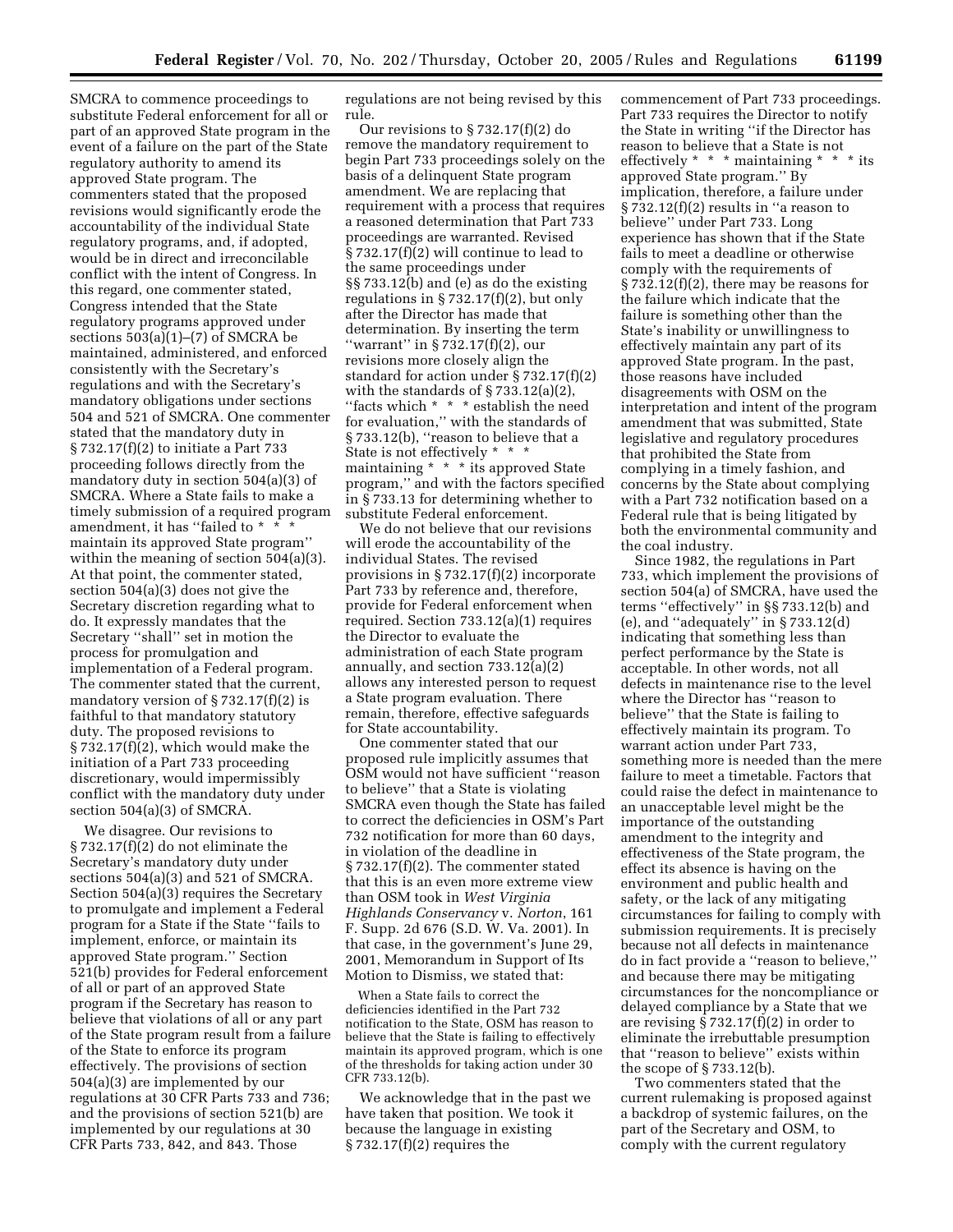SMCRA to commence proceedings to substitute Federal enforcement for all or part of an approved State program in the event of a failure on the part of the State regulatory authority to amend its approved State program. The commenters stated that the proposed revisions would significantly erode the accountability of the individual State regulatory programs, and, if adopted, would be in direct and irreconcilable conflict with the intent of Congress. In this regard, one commenter stated, Congress intended that the State regulatory programs approved under sections 503(a)(1)–(7) of SMCRA be maintained, administered, and enforced consistently with the Secretary's regulations and with the Secretary's mandatory obligations under sections 504 and 521 of SMCRA. One commenter stated that the mandatory duty in § 732.17(f)(2) to initiate a Part 733 proceeding follows directly from the mandatory duty in section 504(a)(3) of SMCRA. Where a State fails to make a timely submission of a required program amendment, it has "failed to * * * maintain its approved State program" within the meaning of section 504(a)(3). At that point, the commenter stated, section 504(a)(3) does not give the Secretary discretion regarding what to do. It expressly mandates that the Secretary "shall" set in motion the process for promulgation and implementation of a Federal program. The commenter stated that the current, mandatory version of § 732.17(f)(2) is faithful to that mandatory statutory duty. The proposed revisions to § 732.17(f)(2), which would make the initiation of a Part 733 proceeding discretionary, would impermissibly conflict with the mandatory duty under section 504(a)(3) of SMCRA.

We disagree. Our revisions to § 732.17(f)(2) do not eliminate the Secretary's mandatory duty under sections 504(a)(3) and 521 of SMCRA. Section 504(a)(3) requires the Secretary to promulgate and implement a Federal program for a State if the State "fails to implement, enforce, or maintain its approved State program." Section 521(b) provides for Federal enforcement of all or part of an approved State program if the Secretary has reason to believe that violations of all or any part of the State program result from a failure of the State to enforce its program effectively. The provisions of section 504(a)(3) are implemented by our regulations at 30 CFR Parts 733 and 736; and the provisions of section 521(b) are implemented by our regulations at 30 CFR Parts 733, 842, and 843. Those regulations are not being revised by this rule.

Our revisions to § 732.17(f)(2) do remove the mandatory requirement to begin Part 733 proceedings solely on the basis of a delinquent State program amendment. We are replacing that requirement with a process that requires a reasoned determination that Part 733 proceedings are warranted. Revised § 732.17(f)(2) will continue to lead to the same proceedings under §§ 733.12(b) and (e) as do the existing regulations in § 732.17(f)(2), but only after the Director has made that determination. By inserting the term "warrant" in § 732.17(f)(2), our revisions more closely align the standard for action under § 732.17(f)(2) with the standards of § 733.12(a)(2), "facts which * * * establish the need for evaluation," with the standards of § 733.12(b), "reason to believe that a State is not effectively * * * maintaining * * * its approved State program," and with the factors specified in § 733.13 for determining whether to substitute Federal enforcement.

We do not believe that our revisions will erode the accountability of the individual States. The revised provisions in § 732.17(f)(2) incorporate Part 733 by reference and, therefore, provide for Federal enforcement when required. Section 733.12(a)(1) requires the Director to evaluate the administration of each State program annually, and section 733.12(a)(2) allows any interested person to request a State program evaluation. There remain, therefore, effective safeguards for State accountability.

One commenter stated that our proposed rule implicitly assumes that OSM would not have sufficient "reason to believe" that a State is violating SMCRA even though the State has failed to correct the deficiencies in OSM's Part 732 notification for more than 60 days, in violation of the deadline in § 732.17(f)(2). The commenter stated that this is an even more extreme view than OSM took in *West Virginia Highlands Conservancy* v. *Norton*, 161 F. Supp. 2d 676 (S.D. W. Va. 2001). In that case, in the government's June 29, 2001, Memorandum in Support of Its Motion to Dismiss, we stated that:

> When a State fails to correct the deficiencies identified in the Part 732 notification to the State, OSM has reason to believe that the State is failing to effectively maintain its approved program, which is one of the thresholds for taking action under 30 CFR 733.12(b).

We acknowledge that in the past we have taken that position. We took it because the language in existing § 732.17(f)(2) requires the commencement of Part 733 proceedings. Part 733 requires the Director to notify the State in writing "if the Director has reason to believe that a State is not effectively * * * maintaining * * * its approved State program." By implication, therefore, a failure under § 732.12(f)(2) results in "a reason to believe" under Part 733. Long experience has shown that if the State fails to meet a deadline or otherwise comply with the requirements of § 732.12(f)(2), there may be reasons for the failure which indicate that the failure is something other than the State's inability or unwillingness to effectively maintain any part of its approved State program. In the past, those reasons have included disagreements with OSM on the interpretation and intent of the program amendment that was submitted, State legislative and regulatory procedures that prohibited the State from complying in a timely fashion, and concerns by the State about complying with a Part 732 notification based on a Federal rule that is being litigated by both the environmental community and the coal industry.

Since 1982, the regulations in Part 733, which implement the provisions of section 504(a) of SMCRA, have used the terms "effectively" in §§ 733.12(b) and (e), and "adequately" in § 733.12(d) indicating that something less than perfect performance by the State is acceptable. In other words, not all defects in maintenance rise to the level where the Director has "reason to believe" that the State is failing to effectively maintain its program. To warrant action under Part 733, something more is needed than the mere failure to meet a timetable. Factors that could raise the defect in maintenance to an unacceptable level might be the importance of the outstanding amendment to the integrity and effectiveness of the State program, the effect its absence is having on the environment and public health and safety, or the lack of any mitigating circumstances for failing to comply with submission requirements. It is precisely because not all defects in maintenance do in fact provide a "reason to believe," and because there may be mitigating circumstances for the noncompliance or delayed compliance by a State that we are revising § 732.17(f)(2) in order to eliminate the irrebuttable presumption that "reason to believe" exists within the scope of § 733.12(b).

Two commenters stated that the current rulemaking is proposed against a backdrop of systemic failures, on the part of the Secretary and OSM, to comply with the current regulatory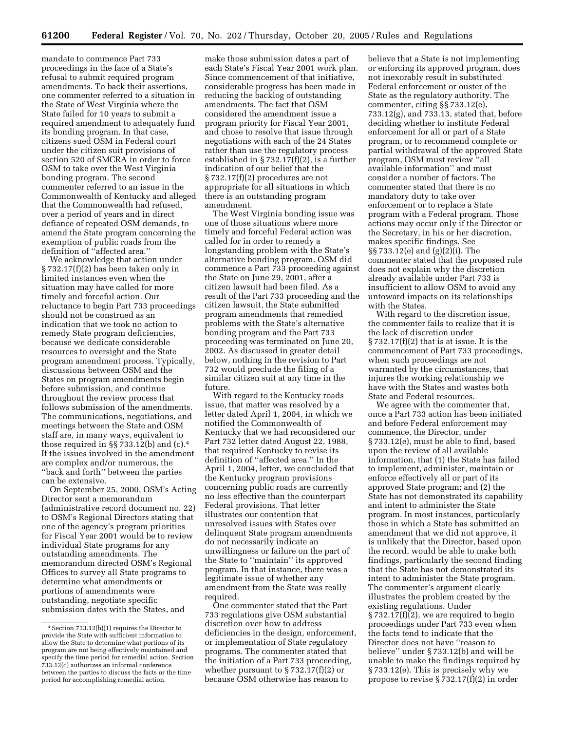mandate to commence Part 733 proceedings in the face of a State's refusal to submit required program amendments. To back their assertions, one commenter referred to a situation in the State of West Virginia where the State failed for 10 years to submit a required amendment to adequately fund its bonding program. In that case, citizens sued OSM in Federal court under the citizen suit provisions of section 520 of SMCRA in order to force OSM to take over the West Virginia bonding program. The second commenter referred to an issue in the Commonwealth of Kentucky and alleged that the Commonwealth had refused, over a period of years and in direct defiance of repeated OSM demands, to amend the State program concerning the exemption of public roads from the definition of ''affected area.''

We acknowledge that action under § 732.17(f)(2) has been taken only in limited instances even when the situation may have called for more timely and forceful action. Our reluctance to begin Part 733 proceedings should not be construed as an indication that we took no action to remedy State program deficiencies, because we dedicate considerable resources to oversight and the State program amendment process. Typically, discussions between OSM and the States on program amendments begin before submission, and continue throughout the review process that follows submission of the amendments. The communications, negotiations, and meetings between the State and OSM staff are, in many ways, equivalent to those required in §§ 733.12(b) and (c).[4] If the issues involved in the amendment are complex and/or numerous, the ''back and forth'' between the parties can be extensive.

On September 25, 2000, OSM's Acting Director sent a memorandum (administrative record document no. 22) to OSM's Regional Directors stating that one of the agency's program priorities for Fiscal Year 2001 would be to review individual State programs for any outstanding amendments. The memorandum directed OSM's Regional Offices to survey all State programs to determine what amendments or portions of amendments were outstanding, negotiate specific submission dates with the States, and make those submission dates a part of each State's Fiscal Year 2001 work plan. Since commencement of that initiative, considerable progress has been made in reducing the backlog of outstanding amendments. The fact that OSM considered the amendment issue a program priority for Fiscal Year 2001, and chose to resolve that issue through negotiations with each of the 24 States rather than use the regulatory process established in § 732.17(f)(2), is a further indication of our belief that the § 732.17(f)(2) procedures are not appropriate for all situations in which there is an outstanding program amendment.

The West Virginia bonding issue was one of those situations where more timely and forceful Federal action was called for in order to remedy a longstanding problem with the State's alternative bonding program. OSM did commence a Part 733 proceeding against the State on June 29, 2001, after a citizen lawsuit had been filed. As a result of the Part 733 proceeding and the citizen lawsuit, the State submitted program amendments that remedied problems with the State's alternative bonding program and the Part 733 proceeding was terminated on June 20, 2002. As discussed in greater detail below, nothing in the revision to Part 732 would preclude the filing of a similar citizen suit at any time in the future.

With regard to the Kentucky roads issue, that matter was resolved by a letter dated April 1, 2004, in which we notified the Commonwealth of Kentucky that we had reconsidered our Part 732 letter dated August 22, 1988, that required Kentucky to revise its definition of ''affected area.'' In the April 1, 2004, letter, we concluded that the Kentucky program provisions concerning public roads are currently no less effective than the counterpart Federal provisions. That letter illustrates our contention that unresolved issues with States over delinquent State program amendments do not necessarily indicate an unwillingness or failure on the part of the State to ''maintain'' its approved program. In that instance, there was a legitimate issue of whether any amendment from the State was really required.

One commenter stated that the Part 733 regulations give OSM substantial discretion over how to address deficiencies in the design, enforcement, or implementation of State regulatory programs. The commenter stated that the initiation of a Part 733 proceeding, whether pursuant to § 732.17(f)(2) or because OSM otherwise has reason to believe that a State is not implementing or enforcing its approved program, does not inexorably result in substituted Federal enforcement or ouster of the State as the regulatory authority. The commenter, citing §§ 733.12(e), 733.12(g), and 733.13, stated that, before deciding whether to institute Federal enforcement for all or part of a State program, or to recommend complete or partial withdrawal of the approved State program, OSM must review ''all available information'' and must consider a number of factors. The commenter stated that there is no mandatory duty to take over enforcement or to replace a State program with a Federal program. Those actions may occur only if the Director or the Secretary, in his or her discretion, makes specific findings. See §§ 733.12(e) and (g)(2)(i). The commenter stated that the proposed rule does not explain why the discretion already available under Part 733 is insufficient to allow OSM to avoid any untoward impacts on its relationships with the States.

With regard to the discretion issue, the commenter fails to realize that it is the lack of discretion under § 732.17(f)(2) that is at issue. It is the commencement of Part 733 proceedings, when such proceedings are not warranted by the circumstances, that injures the working relationship we have with the States and wastes both State and Federal resources.

We agree with the commenter that, once a Part 733 action has been initiated and before Federal enforcement may commence, the Director, under § 733.12(e), must be able to find, based upon the review of all available information, that (1) the State has failed to implement, administer, maintain or enforce effectively all or part of its approved State program; and (2) the State has not demonstrated its capability and intent to administer the State program. In most instances, particularly those in which a State has submitted an amendment that we did not approve, it is unlikely that the Director, based upon the record, would be able to make both findings, particularly the second finding that the State has not demonstrated its intent to administer the State program. The commenter's argument clearly illustrates the problem created by the existing regulations. Under § 732.17(f)(2), we are required to begin proceedings under Part 733 even when the facts tend to indicate that the Director does not have ''reason to believe'' under § 733.12(b) and will be unable to make the findings required by § 733.12(e). This is precisely why we propose to revise § 732.17(f)(2) in order

[4] Section 733.12(b)(1) requires the Director to provide the State with sufficient information to allow the State to determine what portions of its program are not being effectively maintained and specify the time period for remedial action. Section 733.12(c) authorizes an informal conference between the parties to discuss the facts or the time period for accomplishing remedial action.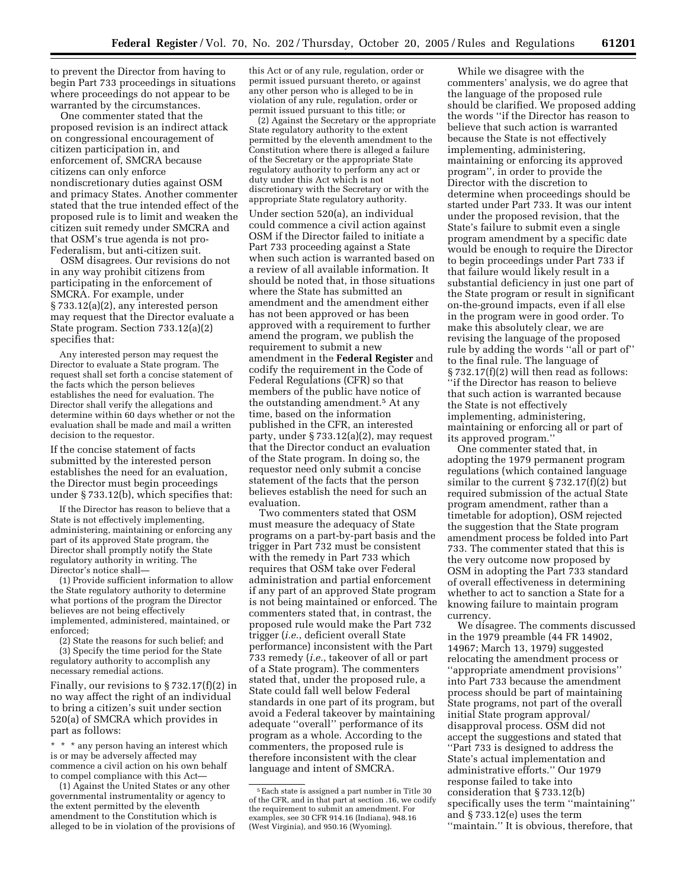to prevent the Director from having to begin Part 733 proceedings in situations where proceedings do not appear to be warranted by the circumstances.

One commenter stated that the proposed revision is an indirect attack on congressional encouragement of citizen participation in, and enforcement of, SMCRA because citizens can only enforce nondiscretionary duties against OSM and primacy States. Another commenter stated that the true intended effect of the proposed rule is to limit and weaken the citizen suit remedy under SMCRA and that OSM's true agenda is not pro-Federalism, but anti-citizen suit.

OSM disagrees. Our revisions do not in any way prohibit citizens from participating in the enforcement of SMCRA. For example, under § 733.12(a)(2), any interested person may request that the Director evaluate a State program. Section 733.12(a)(2) specifies that:

> Any interested person may request the Director to evaluate a State program. The request shall set forth a concise statement of the facts which the person believes establishes the need for evaluation. The Director shall verify the allegations and determine within 60 days whether or not the evaluation shall be made and mail a written decision to the requestor.

If the concise statement of facts submitted by the interested person establishes the need for an evaluation, the Director must begin proceedings under § 733.12(b), which specifies that:

> If the Director has reason to believe that a State is not effectively implementing, administering, maintaining or enforcing any part of its approved State program, the Director shall promptly notify the State regulatory authority in writing. The Director's notice shall—
>
> (1) Provide sufficient information to allow the State regulatory authority to determine what portions of the program the Director believes are not being effectively implemented, administered, maintained, or enforced;
>
> (2) State the reasons for such belief; and
>
> (3) Specify the time period for the State regulatory authority to accomplish any necessary remedial actions.

Finally, our revisions to § 732.17(f)(2) in no way affect the right of an individual to bring a citizen's suit under section 520(a) of SMCRA which provides in part as follows:

> * * * any person having an interest which is or may be adversely affected may commence a civil action on his own behalf to compel compliance with this Act—
>
> (1) Against the United States or any other governmental instrumentality or agency to the extent permitted by the eleventh amendment to the Constitution which is alleged to be in violation of the provisions of this Act or of any rule, regulation, order or permit issued pursuant thereto, or against any other person who is alleged to be in violation of any rule, regulation, order or permit issued pursuant to this title; or
>
> (2) Against the Secretary or the appropriate State regulatory authority to the extent permitted by the eleventh amendment to the Constitution where there is alleged a failure of the Secretary or the appropriate State regulatory authority to perform any act or duty under this Act which is not discretionary with the Secretary or with the appropriate State regulatory authority.

Under section 520(a), an individual could commence a civil action against OSM if the Director failed to initiate a Part 733 proceeding against a State when such action is warranted based on a review of all available information. It should be noted that, in those situations where the State has submitted an amendment and the amendment either has not been approved or has been approved with a requirement to further amend the program, we publish the requirement to submit a new amendment in the **Federal Register** and codify the requirement in the Code of Federal Regulations (CFR) so that members of the public have notice of the outstanding amendment.[5] At any time, based on the information published in the CFR, an interested party, under § 733.12(a)(2), may request that the Director conduct an evaluation of the State program. In doing so, the requestor need only submit a concise statement of the facts that the person believes establish the need for such an evaluation.

Two commenters stated that OSM must measure the adequacy of State programs on a part-by-part basis and the trigger in Part 732 must be consistent with the remedy in Part 733 which requires that OSM take over Federal administration and partial enforcement if any part of an approved State program is not being maintained or enforced. The commenters stated that, in contrast, the proposed rule would make the Part 732 trigger (*i.e.*, deficient overall State performance) inconsistent with the Part 733 remedy (*i.e.*, takeover of all or part of a State program). The commenters stated that, under the proposed rule, a State could fall well below Federal standards in one part of its program, but avoid a Federal takeover by maintaining adequate "overall" performance of its program as a whole. According to the commenters, the proposed rule is therefore inconsistent with the clear language and intent of SMCRA.

While we disagree with the commenters' analysis, we do agree that the language of the proposed rule should be clarified. We proposed adding the words "if the Director has reason to believe that such action is warranted because the State is not effectively implementing, administering, maintaining or enforcing its approved program", in order to provide the Director with the discretion to determine when proceedings should be started under Part 733. It was our intent under the proposed revision, that the State's failure to submit even a single program amendment by a specific date would be enough to require the Director to begin proceedings under Part 733 if that failure would likely result in a substantial deficiency in just one part of the State program or result in significant on-the-ground impacts, even if all else in the program were in good order. To make this absolutely clear, we are revising the language of the proposed rule by adding the words "all or part of" to the final rule. The language of § 732.17(f)(2) will then read as follows: "if the Director has reason to believe that such action is warranted because the State is not effectively implementing, administering, maintaining or enforcing all or part of its approved program."

One commenter stated that, in adopting the 1979 permanent program regulations (which contained language similar to the current § 732.17(f)(2) but required submission of the actual State program amendment, rather than a timetable for adoption), OSM rejected the suggestion that the State program amendment process be folded into Part 733. The commenter stated that this is the very outcome now proposed by OSM in adopting the Part 733 standard of overall effectiveness in determining whether to act to sanction a State for a knowing failure to maintain program currency.

We disagree. The comments discussed in the 1979 preamble (44 FR 14902, 14967; March 13, 1979) suggested relocating the amendment process or "appropriate amendment provisions" into Part 733 because the amendment process should be part of maintaining State programs, not part of the overall initial State program approval/disapproval process. OSM did not accept the suggestions and stated that "Part 733 is designed to address the State's actual implementation and administrative efforts." Our 1979 response failed to take into consideration that § 733.12(b) specifically uses the term "maintaining" and § 733.12(e) uses the term "maintain." It is obvious, therefore, that

---

[5] Each state is assigned a part number in Title 30 of the CFR, and in that part at section .16, we codify the requirement to submit an amendment. For examples, see 30 CFR 914.16 (Indiana), 948.16 (West Virginia), and 950.16 (Wyoming).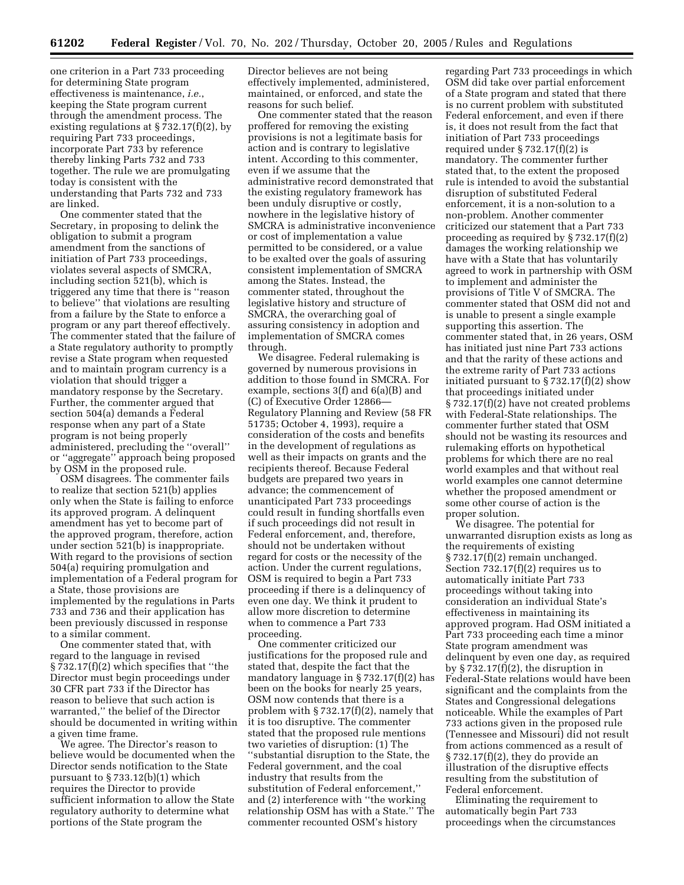one criterion in a Part 733 proceeding for determining State program effectiveness is maintenance, *i.e.*, keeping the State program current through the amendment process. The existing regulations at § 732.17(f)(2), by requiring Part 733 proceedings, incorporate Part 733 by reference thereby linking Parts 732 and 733 together. The rule we are promulgating today is consistent with the understanding that Parts 732 and 733 are linked.

One commenter stated that the Secretary, in proposing to delink the obligation to submit a program amendment from the sanctions of initiation of Part 733 proceedings, violates several aspects of SMCRA, including section 521(b), which is triggered any time that there is ''reason to believe'' that violations are resulting from a failure by the State to enforce a program or any part thereof effectively. The commenter stated that the failure of a State regulatory authority to promptly revise a State program when requested and to maintain program currency is a violation that should trigger a mandatory response by the Secretary. Further, the commenter argued that section 504(a) demands a Federal response when any part of a State program is not being properly administered, precluding the ''overall'' or ''aggregate'' approach being proposed by OSM in the proposed rule.

OSM disagrees. The commenter fails to realize that section 521(b) applies only when the State is failing to enforce its approved program. A delinquent amendment has yet to become part of the approved program, therefore, action under section 521(b) is inappropriate. With regard to the provisions of section 504(a) requiring promulgation and implementation of a Federal program for a State, those provisions are implemented by the regulations in Parts 733 and 736 and their application has been previously discussed in response to a similar comment.

One commenter stated that, with regard to the language in revised § 732.17(f)(2) which specifies that ''the Director must begin proceedings under 30 CFR part 733 if the Director has reason to believe that such action is warranted,'' the belief of the Director should be documented in writing within a given time frame.

We agree. The Director's reason to believe would be documented when the Director sends notification to the State pursuant to § 733.12(b)(1) which requires the Director to provide sufficient information to allow the State regulatory authority to determine what portions of the State program the Director believes are not being effectively implemented, administered, maintained, or enforced, and state the reasons for such belief.

One commenter stated that the reason proffered for removing the existing provisions is not a legitimate basis for action and is contrary to legislative intent. According to this commenter, even if we assume that the administrative record demonstrated that the existing regulatory framework has been unduly disruptive or costly, nowhere in the legislative history of SMCRA is administrative inconvenience or cost of implementation a value permitted to be considered, or a value to be exalted over the goals of assuring consistent implementation of SMCRA among the States. Instead, the commenter stated, throughout the legislative history and structure of SMCRA, the overarching goal of assuring consistency in adoption and implementation of SMCRA comes through.

We disagree. Federal rulemaking is governed by numerous provisions in addition to those found in SMCRA. For example, sections 3(f) and 6(a)(B) and (C) of Executive Order 12866—Regulatory Planning and Review (58 FR 51735; October 4, 1993), require a consideration of the costs and benefits in the development of regulations as well as their impacts on grants and the recipients thereof. Because Federal budgets are prepared two years in advance; the commencement of unanticipated Part 733 proceedings could result in funding shortfalls even if such proceedings did not result in Federal enforcement, and, therefore, should not be undertaken without regard for costs or the necessity of the action. Under the current regulations, OSM is required to begin a Part 733 proceeding if there is a delinquency of even one day. We think it prudent to allow more discretion to determine when to commence a Part 733 proceeding.

One commenter criticized our justifications for the proposed rule and stated that, despite the fact that the mandatory language in § 732.17(f)(2) has been on the books for nearly 25 years, OSM now contends that there is a problem with § 732.17(f)(2), namely that it is too disruptive. The commenter stated that the proposed rule mentions two varieties of disruption: (1) The ''substantial disruption to the State, the Federal government, and the coal industry that results from the substitution of Federal enforcement,'' and (2) interference with ''the working relationship OSM has with a State.'' The commenter recounted OSM's history regarding Part 733 proceedings in which OSM did take over partial enforcement of a State program and stated that there is no current problem with substituted Federal enforcement, and even if there is, it does not result from the fact that initiation of Part 733 proceedings required under § 732.17(f)(2) is mandatory. The commenter further stated that, to the extent the proposed rule is intended to avoid the substantial disruption of substituted Federal enforcement, it is a non-solution to a non-problem. Another commenter criticized our statement that a Part 733 proceeding as required by § 732.17(f)(2) damages the working relationship we have with a State that has voluntarily agreed to work in partnership with OSM to implement and administer the provisions of Title V of SMCRA. The commenter stated that OSM did not and is unable to present a single example supporting this assertion. The commenter stated that, in 26 years, OSM has initiated just nine Part 733 actions and that the rarity of these actions and the extreme rarity of Part 733 actions initiated pursuant to § 732.17(f)(2) show that proceedings initiated under § 732.17(f)(2) have not created problems with Federal-State relationships. The commenter further stated that OSM should not be wasting its resources and rulemaking efforts on hypothetical problems for which there are no real world examples and that without real world examples one cannot determine whether the proposed amendment or some other course of action is the proper solution.

We disagree. The potential for unwarranted disruption exists as long as the requirements of existing § 732.17(f)(2) remain unchanged. Section 732.17(f)(2) requires us to automatically initiate Part 733 proceedings without taking into consideration an individual State's effectiveness in maintaining its approved program. Had OSM initiated a Part 733 proceeding each time a minor State program amendment was delinquent by even one day, as required by § 732.17(f)(2), the disruption in Federal-State relations would have been significant and the complaints from the States and Congressional delegations noticeable. While the examples of Part 733 actions given in the proposed rule (Tennessee and Missouri) did not result from actions commenced as a result of § 732.17(f)(2), they do provide an illustration of the disruptive effects resulting from the substitution of Federal enforcement.

Eliminating the requirement to automatically begin Part 733 proceedings when the circumstances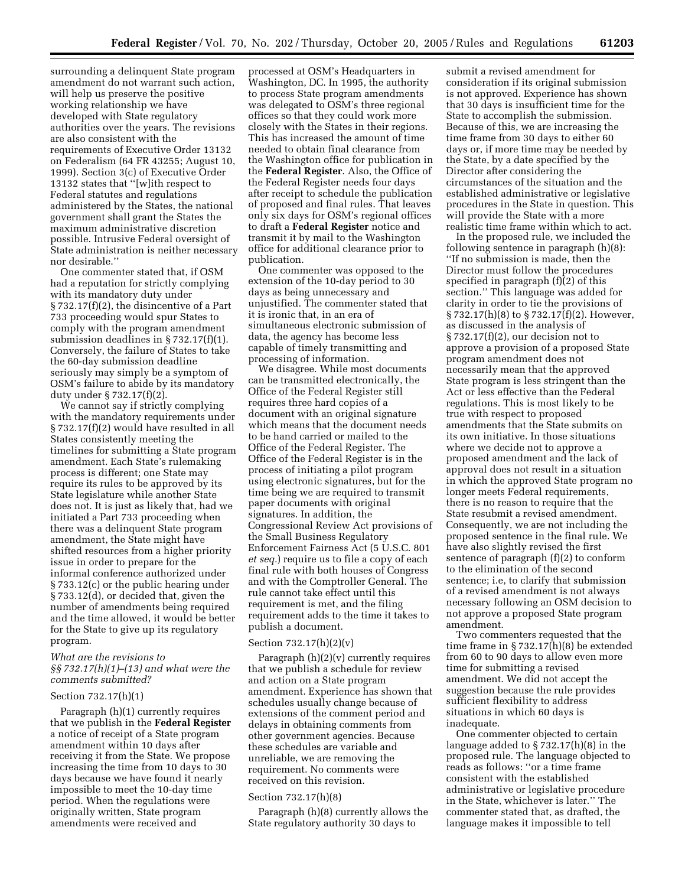surrounding a delinquent State program amendment do not warrant such action, will help us preserve the positive working relationship we have developed with State regulatory authorities over the years. The revisions are also consistent with the requirements of Executive Order 13132 on Federalism (64 FR 43255; August 10, 1999). Section 3(c) of Executive Order 13132 states that ''[w]ith respect to Federal statutes and regulations administered by the States, the national government shall grant the States the maximum administrative discretion possible. Intrusive Federal oversight of State administration is neither necessary nor desirable.''

One commenter stated that, if OSM had a reputation for strictly complying with its mandatory duty under § 732.17(f)(2), the disincentive of a Part 733 proceeding would spur States to comply with the program amendment submission deadlines in § 732.17(f)(1). Conversely, the failure of States to take the 60-day submission deadline seriously may simply be a symptom of OSM's failure to abide by its mandatory duty under § 732.17(f)(2).

We cannot say if strictly complying with the mandatory requirements under § 732.17(f)(2) would have resulted in all States consistently meeting the timelines for submitting a State program amendment. Each State's rulemaking process is different; one State may require its rules to be approved by its State legislature while another State does not. It is just as likely that, had we initiated a Part 733 proceeding when there was a delinquent State program amendment, the State might have shifted resources from a higher priority issue in order to prepare for the informal conference authorized under § 733.12(c) or the public hearing under § 733.12(d), or decided that, given the number of amendments being required and the time allowed, it would be better for the State to give up its regulatory program.

*What are the revisions to §§ 732.17(h)(1)–(13) and what were the comments submitted?*

Section 732.17(h)(1)

Paragraph (h)(1) currently requires that we publish in the **Federal Register** a notice of receipt of a State program amendment within 10 days after receiving it from the State. We propose increasing the time from 10 days to 30 days because we have found it nearly impossible to meet the 10-day time period. When the regulations were originally written, State program amendments were received and processed at OSM's Headquarters in Washington, DC. In 1995, the authority to process State program amendments was delegated to OSM's three regional offices so that they could work more closely with the States in their regions. This has increased the amount of time needed to obtain final clearance from the Washington office for publication in the **Federal Register**. Also, the Office of the Federal Register needs four days after receipt to schedule the publication of proposed and final rules. That leaves only six days for OSM's regional offices to draft a **Federal Register** notice and transmit it by mail to the Washington office for additional clearance prior to publication.

One commenter was opposed to the extension of the 10-day period to 30 days as being unnecessary and unjustified. The commenter stated that it is ironic that, in an era of simultaneous electronic submission of data, the agency has become less capable of timely transmitting and processing of information.

We disagree. While most documents can be transmitted electronically, the Office of the Federal Register still requires three hard copies of a document with an original signature which means that the document needs to be hand carried or mailed to the Office of the Federal Register. The Office of the Federal Register is in the process of initiating a pilot program using electronic signatures, but for the time being we are required to transmit paper documents with original signatures. In addition, the Congressional Review Act provisions of the Small Business Regulatory Enforcement Fairness Act (5 U.S.C. 801 *et seq.*) require us to file a copy of each final rule with both houses of Congress and with the Comptroller General. The rule cannot take effect until this requirement is met, and the filing requirement adds to the time it takes to publish a document.

Section 732.17(h)(2)(v)

Paragraph (h)(2)(v) currently requires that we publish a schedule for review and action on a State program amendment. Experience has shown that schedules usually change because of extensions of the comment period and delays in obtaining comments from other government agencies. Because these schedules are variable and unreliable, we are removing the requirement. No comments were received on this revision.

Section 732.17(h)(8)

Paragraph (h)(8) currently allows the State regulatory authority 30 days to submit a revised amendment for consideration if its original submission is not approved. Experience has shown that 30 days is insufficient time for the State to accomplish the submission. Because of this, we are increasing the time frame from 30 days to either 60 days or, if more time may be needed by the State, by a date specified by the Director after considering the circumstances of the situation and the established administrative or legislative procedures in the State in question. This will provide the State with a more realistic time frame within which to act.

In the proposed rule, we included the following sentence in paragraph (h)(8): ''If no submission is made, then the Director must follow the procedures specified in paragraph (f)(2) of this section.'' This language was added for clarity in order to tie the provisions of § 732.17(h)(8) to § 732.17(f)(2). However, as discussed in the analysis of § 732.17(f)(2), our decision not to approve a provision of a proposed State program amendment does not necessarily mean that the approved State program is less stringent than the Act or less effective than the Federal regulations. This is most likely to be true with respect to proposed amendments that the State submits on its own initiative. In those situations where we decide not to approve a proposed amendment and the lack of approval does not result in a situation in which the approved State program no longer meets Federal requirements, there is no reason to require that the State resubmit a revised amendment. Consequently, we are not including the proposed sentence in the final rule. We have also slightly revised the first sentence of paragraph (f)(2) to conform to the elimination of the second sentence; i.e, to clarify that submission of a revised amendment is not always necessary following an OSM decision to not approve a proposed State program amendment.

Two commenters requested that the time frame in § 732.17(h)(8) be extended from 60 to 90 days to allow even more time for submitting a revised amendment. We did not accept the suggestion because the rule provides sufficient flexibility to address situations in which 60 days is inadequate.

One commenter objected to certain language added to § 732.17(h)(8) in the proposed rule. The language objected to reads as follows: ''or a time frame consistent with the established administrative or legislative procedure in the State, whichever is later.'' The commenter stated that, as drafted, the language makes it impossible to tell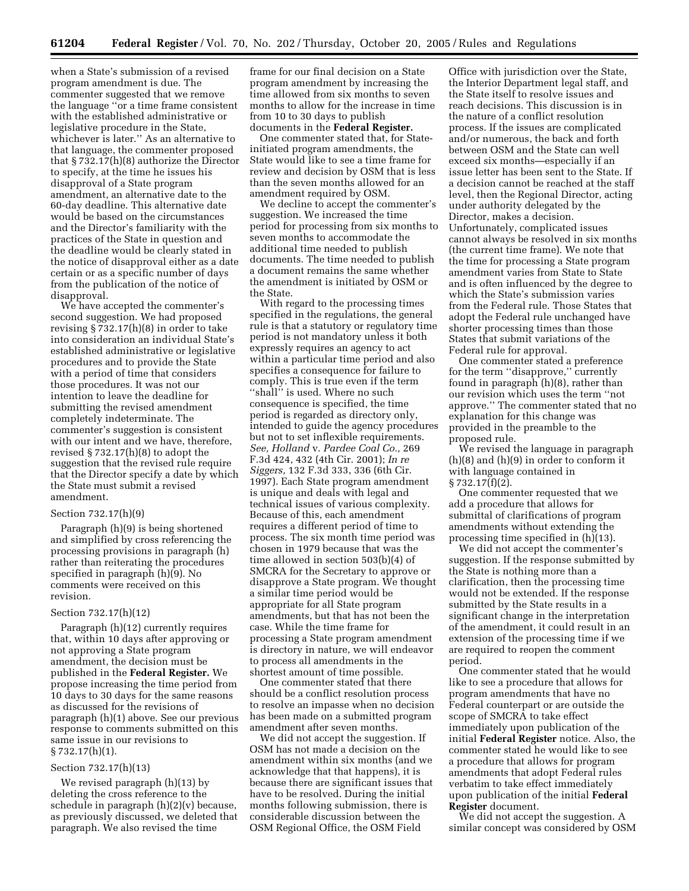when a State's submission of a revised program amendment is due. The commenter suggested that we remove the language ''or a time frame consistent with the established administrative or legislative procedure in the State, whichever is later.'' As an alternative to that language, the commenter proposed that § 732.17(h)(8) authorize the Director to specify, at the time he issues his disapproval of a State program amendment, an alternative date to the 60-day deadline. This alternative date would be based on the circumstances and the Director's familiarity with the practices of the State in question and the deadline would be clearly stated in the notice of disapproval either as a date certain or as a specific number of days from the publication of the notice of disapproval.

We have accepted the commenter's second suggestion. We had proposed revising § 732.17(h)(8) in order to take into consideration an individual State's established administrative or legislative procedures and to provide the State with a period of time that considers those procedures. It was not our intention to leave the deadline for submitting the revised amendment completely indeterminate. The commenter's suggestion is consistent with our intent and we have, therefore, revised § 732.17(h)(8) to adopt the suggestion that the revised rule require that the Director specify a date by which the State must submit a revised amendment.

### Section 732.17(h)(9)

Paragraph (h)(9) is being shortened and simplified by cross referencing the processing provisions in paragraph (h) rather than reiterating the procedures specified in paragraph (h)(9). No comments were received on this revision.

### Section 732.17(h)(12)

Paragraph (h)(12) currently requires that, within 10 days after approving or not approving a State program amendment, the decision must be published in the **Federal Register.** We propose increasing the time period from 10 days to 30 days for the same reasons as discussed for the revisions of paragraph (h)(1) above. See our previous response to comments submitted on this same issue in our revisions to § 732.17(h)(1).

### Section 732.17(h)(13)

We revised paragraph (h)(13) by deleting the cross reference to the schedule in paragraph (h)(2)(v) because, as previously discussed, we deleted that paragraph. We also revised the time frame for our final decision on a State program amendment by increasing the time allowed from six months to seven months to allow for the increase in time from 10 to 30 days to publish documents in the **Federal Register.**

One commenter stated that, for State-initiated program amendments, the State would like to see a time frame for review and decision by OSM that is less than the seven months allowed for an amendment required by OSM.

We decline to accept the commenter's suggestion. We increased the time period for processing from six months to seven months to accommodate the additional time needed to publish documents. The time needed to publish a document remains the same whether the amendment is initiated by OSM or the State.

With regard to the processing times specified in the regulations, the general rule is that a statutory or regulatory time period is not mandatory unless it both expressly requires an agency to act within a particular time period and also specifies a consequence for failure to comply. This is true even if the term ''shall'' is used. Where no such consequence is specified, the time period is regarded as directory only, intended to guide the agency procedures but not to set inflexible requirements. *See, Holland* v. *Pardee Coal Co.,* 269 F.3d 424, 432 (4th Cir. 2001); *In re Siggers,* 132 F.3d 333, 336 (6th Cir. 1997). Each State program amendment is unique and deals with legal and technical issues of various complexity. Because of this, each amendment requires a different period of time to process. The six month time period was chosen in 1979 because that was the time allowed in section 503(b)(4) of SMCRA for the Secretary to approve or disapprove a State program. We thought a similar time period would be appropriate for all State program amendments, but that has not been the case. While the time frame for processing a State program amendment is directory in nature, we will endeavor to process all amendments in the shortest amount of time possible.

One commenter stated that there should be a conflict resolution process to resolve an impasse when no decision has been made on a submitted program amendment after seven months.

We did not accept the suggestion. If OSM has not made a decision on the amendment within six months (and we acknowledge that that happens), it is because there are significant issues that have to be resolved. During the initial months following submission, there is considerable discussion between the OSM Regional Office, the OSM Field Office with jurisdiction over the State, the Interior Department legal staff, and the State itself to resolve issues and reach decisions. This discussion is in the nature of a conflict resolution process. If the issues are complicated and/or numerous, the back and forth between OSM and the State can well exceed six months—especially if an issue letter has been sent to the State. If a decision cannot be reached at the staff level, then the Regional Director, acting under authority delegated by the Director, makes a decision. Unfortunately, complicated issues cannot always be resolved in six months (the current time frame). We note that the time for processing a State program amendment varies from State to State and is often influenced by the degree to which the State's submission varies from the Federal rule. Those States that adopt the Federal rule unchanged have shorter processing times than those States that submit variations of the Federal rule for approval.

One commenter stated a preference for the term ''disapprove,'' currently found in paragraph (h)(8), rather than our revision which uses the term ''not approve.'' The commenter stated that no explanation for this change was provided in the preamble to the proposed rule.

We revised the language in paragraph (h)(8) and (h)(9) in order to conform it with language contained in § 732.17(f)(2).

One commenter requested that we add a procedure that allows for submittal of clarifications of program amendments without extending the processing time specified in (h)(13).

We did not accept the commenter's suggestion. If the response submitted by the State is nothing more than a clarification, then the processing time would not be extended. If the response submitted by the State results in a significant change in the interpretation of the amendment, it could result in an extension of the processing time if we are required to reopen the comment period.

One commenter stated that he would like to see a procedure that allows for program amendments that have no Federal counterpart or are outside the scope of SMCRA to take effect immediately upon publication of the initial **Federal Register** notice. Also, the commenter stated he would like to see a procedure that allows for program amendments that adopt Federal rules verbatim to take effect immediately upon publication of the initial **Federal Register** document.

We did not accept the suggestion. A similar concept was considered by OSM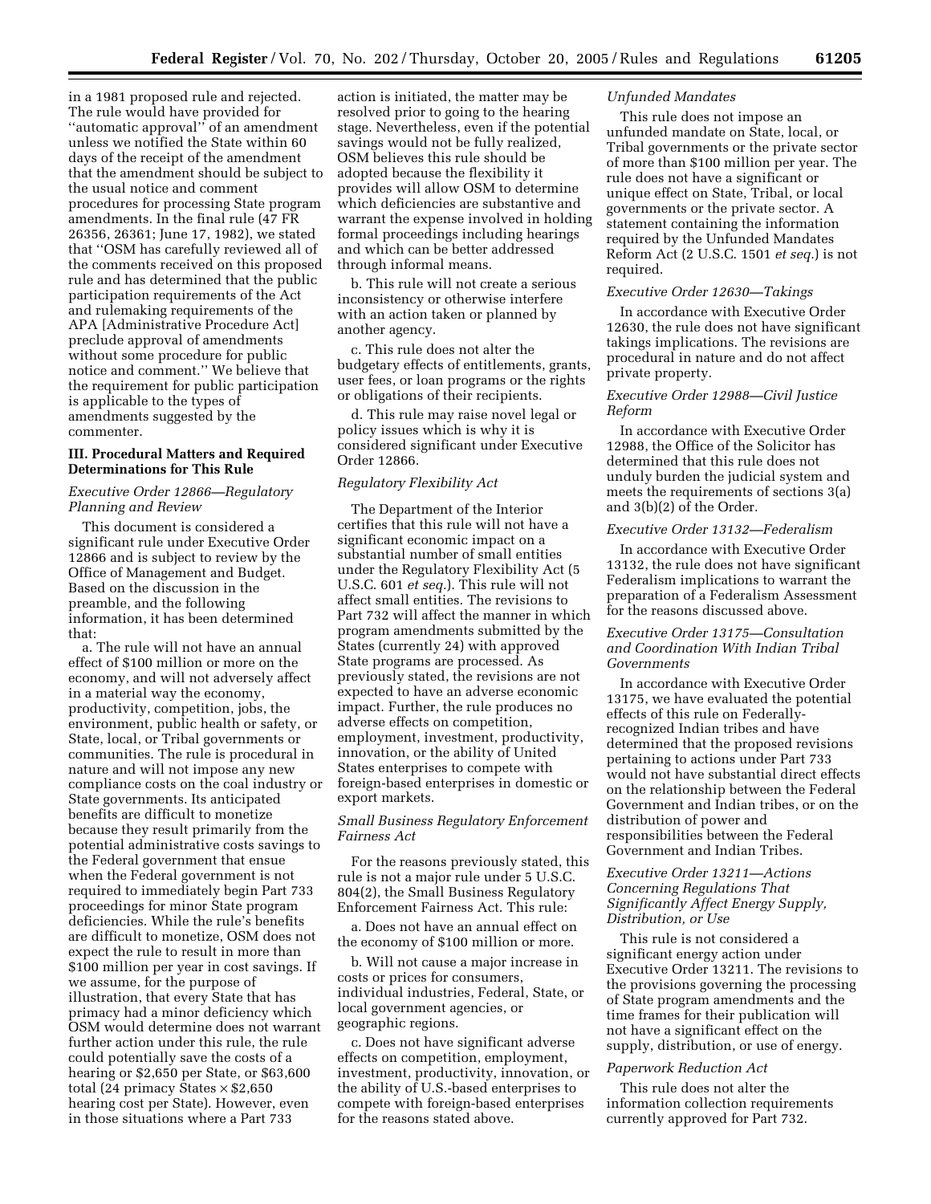in a 1981 proposed rule and rejected. The rule would have provided for "automatic approval" of an amendment unless we notified the State within 60 days of the receipt of the amendment that the amendment should be subject to the usual notice and comment procedures for processing State program amendments. In the final rule (47 FR 26356, 26361; June 17, 1982), we stated that "OSM has carefully reviewed all of the comments received on this proposed rule and has determined that the public participation requirements of the Act and rulemaking requirements of the APA [Administrative Procedure Act] preclude approval of amendments without some procedure for public notice and comment." We believe that the requirement for public participation is applicable to the types of amendments suggested by the commenter.

## III. Procedural Matters and Required Determinations for This Rule

### *Executive Order 12866—Regulatory Planning and Review*

This document is considered a significant rule under Executive Order 12866 and is subject to review by the Office of Management and Budget. Based on the discussion in the preamble, and the following information, it has been determined that:

a. The rule will not have an annual effect of $100 million or more on the economy, and will not adversely affect in a material way the economy, productivity, competition, jobs, the environment, public health or safety, or State, local, or Tribal governments or communities. The rule is procedural in nature and will not impose any new compliance costs on the coal industry or State governments. Its anticipated benefits are difficult to monetize because they result primarily from the potential administrative costs savings to the Federal government that ensue when the Federal government is not required to immediately begin Part 733 proceedings for minor State program deficiencies. While the rule's benefits are difficult to monetize, OSM does not expect the rule to result in more than $100 million per year in cost savings. If we assume, for the purpose of illustration, that every State that has primacy had a minor deficiency which OSM would determine does not warrant further action under this rule, the rule could potentially save the costs of a hearing or $2,650 per State, or $63,600 total (24 primacy States × $2,650 hearing cost per State). However, even in those situations where a Part 733 action is initiated, the matter may be resolved prior to going to the hearing stage. Nevertheless, even if the potential savings would not be fully realized, OSM believes this rule should be adopted because the flexibility it provides will allow OSM to determine which deficiencies are substantive and warrant the expense involved in holding formal proceedings including hearings and which can be better addressed through informal means.

b. This rule will not create a serious inconsistency or otherwise interfere with an action taken or planned by another agency.

c. This rule does not alter the budgetary effects of entitlements, grants, user fees, or loan programs or the rights or obligations of their recipients.

d. This rule may raise novel legal or policy issues which is why it is considered significant under Executive Order 12866.

### *Regulatory Flexibility Act*

The Department of the Interior certifies that this rule will not have a significant economic impact on a substantial number of small entities under the Regulatory Flexibility Act (5 U.S.C. 601 *et seq.*). This rule will not affect small entities. The revisions to Part 732 will affect the manner in which program amendments submitted by the States (currently 24) with approved State programs are processed. As previously stated, the revisions are not expected to have an adverse economic impact. Further, the rule produces no adverse effects on competition, employment, investment, productivity, innovation, or the ability of United States enterprises to compete with foreign-based enterprises in domestic or export markets.

### *Small Business Regulatory Enforcement Fairness Act*

For the reasons previously stated, this rule is not a major rule under 5 U.S.C. 804(2), the Small Business Regulatory Enforcement Fairness Act. This rule:

a. Does not have an annual effect on the economy of $100 million or more.

b. Will not cause a major increase in costs or prices for consumers, individual industries, Federal, State, or local government agencies, or geographic regions.

c. Does not have significant adverse effects on competition, employment, investment, productivity, innovation, or the ability of U.S.-based enterprises to compete with foreign-based enterprises for the reasons stated above.

### *Unfunded Mandates*

This rule does not impose an unfunded mandate on State, local, or Tribal governments or the private sector of more than $100 million per year. The rule does not have a significant or unique effect on State, Tribal, or local governments or the private sector. A statement containing the information required by the Unfunded Mandates Reform Act (2 U.S.C. 1501 *et seq.*) is not required.

### *Executive Order 12630—Takings*

In accordance with Executive Order 12630, the rule does not have significant takings implications. The revisions are procedural in nature and do not affect private property.

### *Executive Order 12988—Civil Justice Reform*

In accordance with Executive Order 12988, the Office of the Solicitor has determined that this rule does not unduly burden the judicial system and meets the requirements of sections 3(a) and 3(b)(2) of the Order.

### *Executive Order 13132—Federalism*

In accordance with Executive Order 13132, the rule does not have significant Federalism implications to warrant the preparation of a Federalism Assessment for the reasons discussed above.

### *Executive Order 13175—Consultation and Coordination With Indian Tribal Governments*

In accordance with Executive Order 13175, we have evaluated the potential effects of this rule on Federally-recognized Indian tribes and have determined that the proposed revisions pertaining to actions under Part 733 would not have substantial direct effects on the relationship between the Federal Government and Indian tribes, or on the distribution of power and responsibilities between the Federal Government and Indian Tribes.

### *Executive Order 13211—Actions Concerning Regulations That Significantly Affect Energy Supply, Distribution, or Use*

This rule is not considered a significant energy action under Executive Order 13211. The revisions to the provisions governing the processing of State program amendments and the time frames for their publication will not have a significant effect on the supply, distribution, or use of energy.

### *Paperwork Reduction Act*

This rule does not alter the information collection requirements currently approved for Part 732.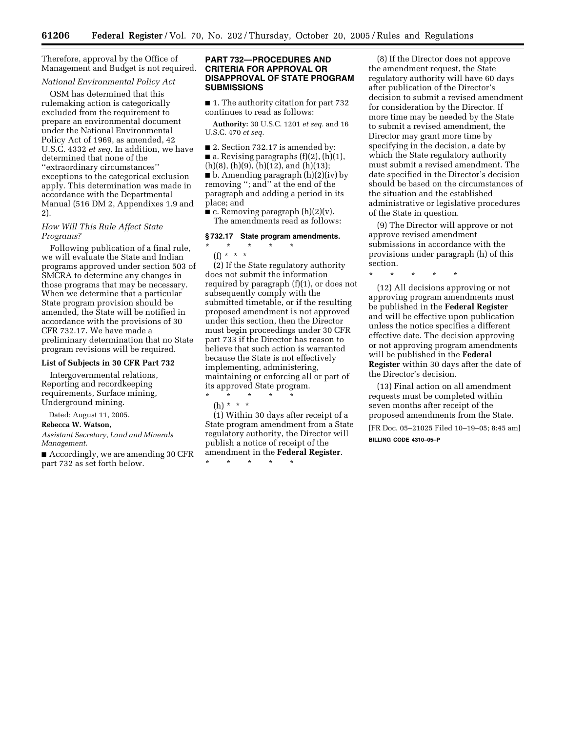Therefore, approval by the Office of Management and Budget is not required.

*National Environmental Policy Act*

OSM has determined that this rulemaking action is categorically excluded from the requirement to prepare an environmental document under the National Environmental Policy Act of 1969, as amended, 42 U.S.C. 4332 *et seq.* In addition, we have determined that none of the ''extraordinary circumstances'' exceptions to the categorical exclusion apply. This determination was made in accordance with the Departmental Manual (516 DM 2, Appendixes 1.9 and 2).

*How Will This Rule Affect State Programs?*

Following publication of a final rule, we will evaluate the State and Indian programs approved under section 503 of SMCRA to determine any changes in those programs that may be necessary. When we determine that a particular State program provision should be amended, the State will be notified in accordance with the provisions of 30 CFR 732.17. We have made a preliminary determination that no State program revisions will be required.

**List of Subjects in 30 CFR Part 732**

Intergovernmental relations, Reporting and recordkeeping requirements, Surface mining, Underground mining.

Dated: August 11, 2005.

**Rebecca W. Watson,**

*Assistant Secretary, Land and Minerals Management.*

■ Accordingly, we are amending 30 CFR part 732 as set forth below.

## PART 732—PROCEDURES AND CRITERIA FOR APPROVAL OR DISAPPROVAL OF STATE PROGRAM SUBMISSIONS

■ 1. The authority citation for part 732 continues to read as follows:

**Authority:** 30 U.S.C. 1201 *et seq.* and 16 U.S.C. 470 *et seq.*

■ 2. Section 732.17 is amended by:

■ a. Revising paragraphs (f)(2), (h)(1), (h)(8), (h)(9), (h)(12), and (h)(13);

■ b. Amending paragraph (h)(2)(iv) by removing ''; and'' at the end of the paragraph and adding a period in its place; and

■ c. Removing paragraph (h)(2)(v).

The amendments read as follows:

### § 732.17 State program amendments.

\* \* \* \* \*

(f) \* \* \*

(2) If the State regulatory authority does not submit the information required by paragraph (f)(1), or does not subsequently comply with the submitted timetable, or if the resulting proposed amendment is not approved under this section, then the Director must begin proceedings under 30 CFR part 733 if the Director has reason to believe that such action is warranted because the State is not effectively implementing, administering, maintaining or enforcing all or part of its approved State program.

\* \* \* \* \*

(h) \* \* \*

(1) Within 30 days after receipt of a State program amendment from a State regulatory authority, the Director will publish a notice of receipt of the amendment in the **Federal Register**.

\* \* \* \* \*

(8) If the Director does not approve the amendment request, the State regulatory authority will have 60 days after publication of the Director's decision to submit a revised amendment for consideration by the Director. If more time may be needed by the State to submit a revised amendment, the Director may grant more time by specifying in the decision, a date by which the State regulatory authority must submit a revised amendment. The date specified in the Director's decision should be based on the circumstances of the situation and the established administrative or legislative procedures of the State in question.

(9) The Director will approve or not approve revised amendment submissions in accordance with the provisions under paragraph (h) of this section.

\* \* \* \* \*

(12) All decisions approving or not approving program amendments must be published in the **Federal Register** and will be effective upon publication unless the notice specifies a different effective date. The decision approving or not approving program amendments will be published in the **Federal Register** within 30 days after the date of the Director's decision.

(13) Final action on all amendment requests must be completed within seven months after receipt of the proposed amendments from the State.

[FR Doc. 05–21025 Filed 10–19–05; 8:45 am]

**BILLING CODE 4310–05–P**